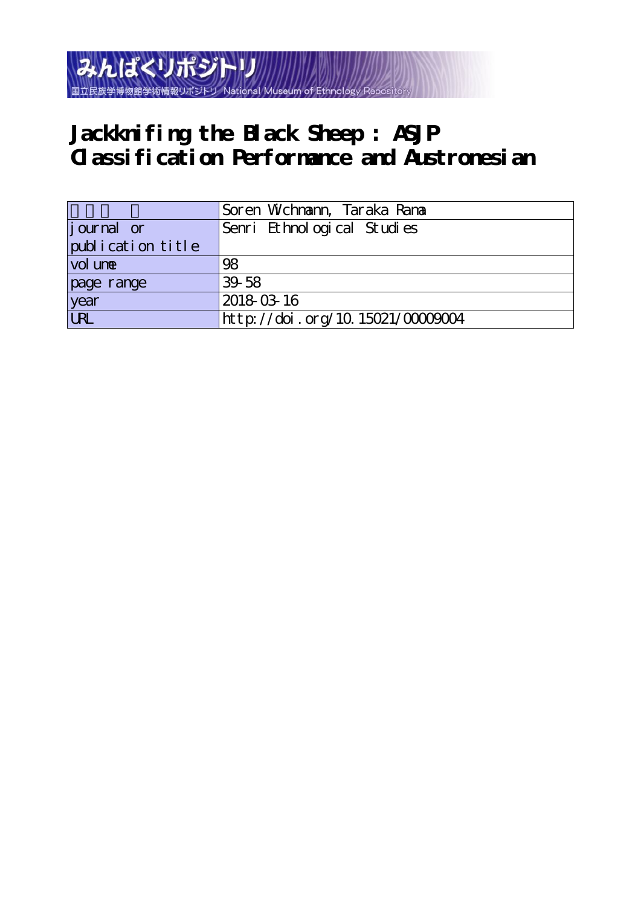みんぱくリポジトリ

国立民族学博物館学術情報リポジトリ National Museum of Ethnology Repository

# Jackknifing the Black Sheep : ASJP Classification Performance and Austronesian

| 著者名 | Soren Wichmann, Taraka Rama |
|---|---|
| journal or publication title | Senri Ethnological Studies |
| volume | 98 |
| page range | 39-58 |
| year | 2018-03-16 |
| URL | http://doi.org/10.15021/00009004 |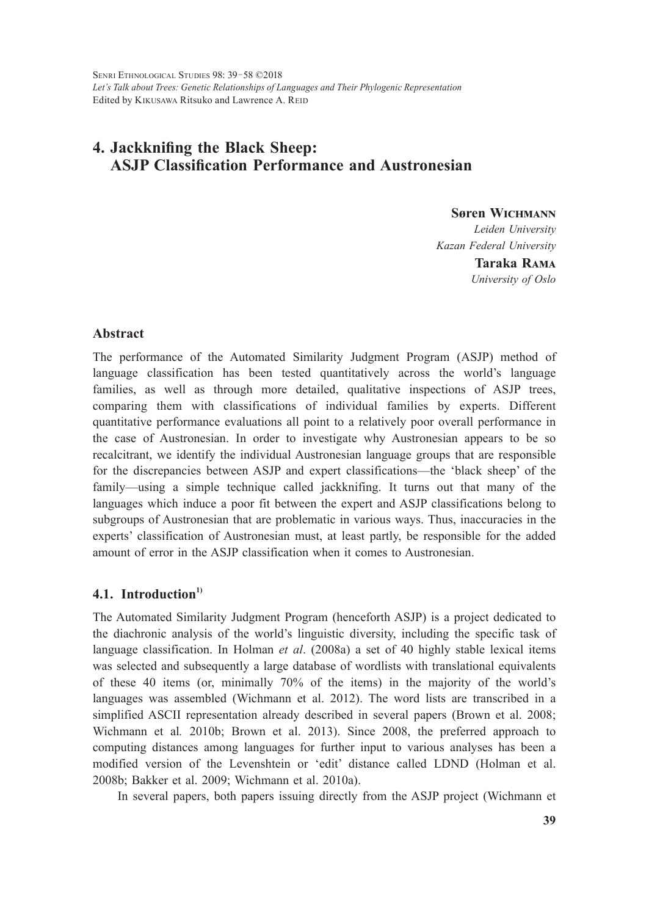# 4. Jackknifing the Black Sheep: ASJP Classification Performance and Austronesian

**Søren Wichmann**
*Leiden University*
*Kazan Federal University*

**Taraka Rama**
*University of Oslo*

## Abstract

The performance of the Automated Similarity Judgment Program (ASJP) method of language classification has been tested quantitatively across the world's language families, as well as through more detailed, qualitative inspections of ASJP trees, comparing them with classifications of individual families by experts. Different quantitative performance evaluations all point to a relatively poor overall performance in the case of Austronesian. In order to investigate why Austronesian appears to be so recalcitrant, we identify the individual Austronesian language groups that are responsible for the discrepancies between ASJP and expert classifications—the 'black sheep' of the family—using a simple technique called jackknifing. It turns out that many of the languages which induce a poor fit between the expert and ASJP classifications belong to subgroups of Austronesian that are problematic in various ways. Thus, inaccuracies in the experts' classification of Austronesian must, at least partly, be responsible for the added amount of error in the ASJP classification when it comes to Austronesian.

## 4.1. Introduction[1)]

The Automated Similarity Judgment Program (henceforth ASJP) is a project dedicated to the diachronic analysis of the world's linguistic diversity, including the specific task of language classification. In Holman *et al*. (2008a) a set of 40 highly stable lexical items was selected and subsequently a large database of wordlists with translational equivalents of these 40 items (or, minimally 70% of the items) in the majority of the world's languages was assembled (Wichmann et al. 2012). The word lists are transcribed in a simplified ASCII representation already described in several papers (Brown et al. 2008; Wichmann et al*.* 2010b; Brown et al. 2013). Since 2008, the preferred approach to computing distances among languages for further input to various analyses has been a modified version of the Levenshtein or 'edit' distance called LDND (Holman et al. 2008b; Bakker et al. 2009; Wichmann et al. 2010a).

In several papers, both papers issuing directly from the ASJP project (Wichmann et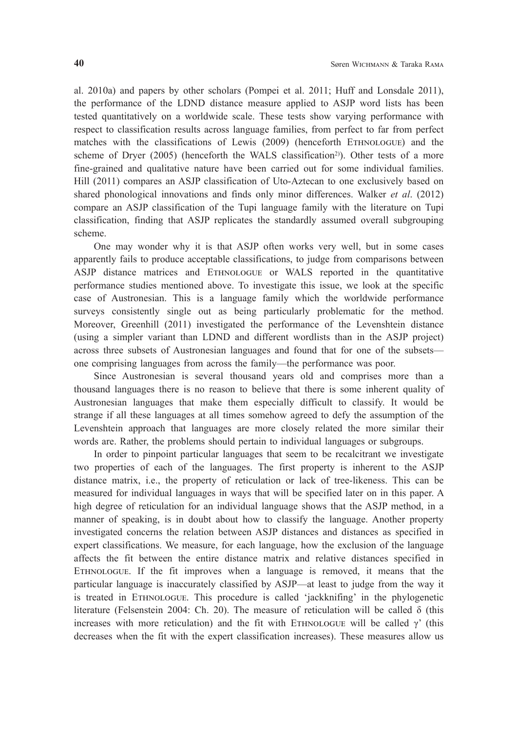al. 2010a) and papers by other scholars (Pompei et al. 2011; Huff and Lonsdale 2011), the performance of the LDND distance measure applied to ASJP word lists has been tested quantitatively on a worldwide scale. These tests show varying performance with respect to classification results across language families, from perfect to far from perfect matches with the classifications of Lewis (2009) (henceforth Ethnologue) and the scheme of Dryer (2005) (henceforth the WALS classification[2)]). Other tests of a more fine-grained and qualitative nature have been carried out for some individual families. Hill (2011) compares an ASJP classification of Uto-Aztecan to one exclusively based on shared phonological innovations and finds only minor differences. Walker *et al*. (2012) compare an ASJP classification of the Tupi language family with the literature on Tupi classification, finding that ASJP replicates the standardly assumed overall subgrouping scheme.

One may wonder why it is that ASJP often works very well, but in some cases apparently fails to produce acceptable classifications, to judge from comparisons between ASJP distance matrices and Ethnologue or WALS reported in the quantitative performance studies mentioned above. To investigate this issue, we look at the specific case of Austronesian. This is a language family which the worldwide performance surveys consistently single out as being particularly problematic for the method. Moreover, Greenhill (2011) investigated the performance of the Levenshtein distance (using a simpler variant than LDND and different wordlists than in the ASJP project) across three subsets of Austronesian languages and found that for one of the subsets—one comprising languages from across the family—the performance was poor.

Since Austronesian is several thousand years old and comprises more than a thousand languages there is no reason to believe that there is some inherent quality of Austronesian languages that make them especially difficult to classify. It would be strange if all these languages at all times somehow agreed to defy the assumption of the Levenshtein approach that languages are more closely related the more similar their words are. Rather, the problems should pertain to individual languages or subgroups.

In order to pinpoint particular languages that seem to be recalcitrant we investigate two properties of each of the languages. The first property is inherent to the ASJP distance matrix, i.e., the property of reticulation or lack of tree-likeness. This can be measured for individual languages in ways that will be specified later on in this paper. A high degree of reticulation for an individual language shows that the ASJP method, in a manner of speaking, is in doubt about how to classify the language. Another property investigated concerns the relation between ASJP distances and distances as specified in expert classifications. We measure, for each language, how the exclusion of the language affects the fit between the entire distance matrix and relative distances specified in Ethnologue. If the fit improves when a language is removed, it means that the particular language is inaccurately classified by ASJP—at least to judge from the way it is treated in Ethnologue. This procedure is called 'jackknifing' in the phylogenetic literature (Felsenstein 2004: Ch. 20). The measure of reticulation will be called $\delta$ (this increases with more reticulation) and the fit with Ethnologue will be called $\gamma'$ (this decreases when the fit with the expert classification increases). These measures allow us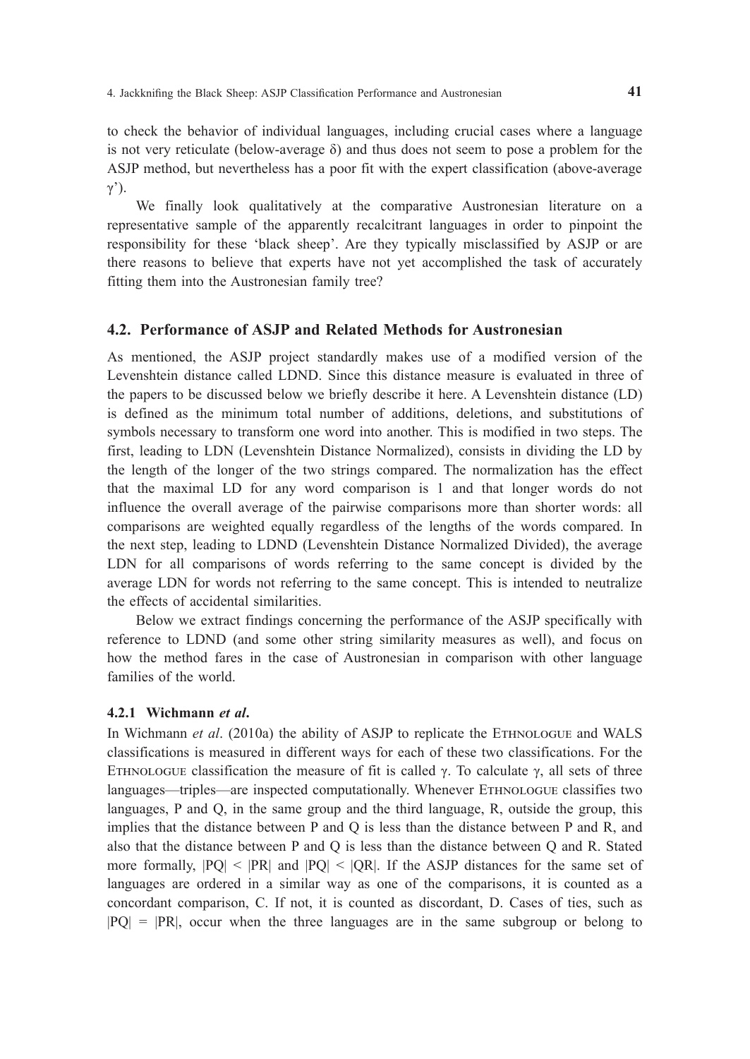to check the behavior of individual languages, including crucial cases where a language is not very reticulate (below-average $\delta$) and thus does not seem to pose a problem for the ASJP method, but nevertheless has a poor fit with the expert classification (above-average $\gamma'$).

We finally look qualitatively at the comparative Austronesian literature on a representative sample of the apparently recalcitrant languages in order to pinpoint the responsibility for these 'black sheep'. Are they typically misclassified by ASJP or are there reasons to believe that experts have not yet accomplished the task of accurately fitting them into the Austronesian family tree?

## 4.2. Performance of ASJP and Related Methods for Austronesian

As mentioned, the ASJP project standardly makes use of a modified version of the Levenshtein distance called LDND. Since this distance measure is evaluated in three of the papers to be discussed below we briefly describe it here. A Levenshtein distance (LD) is defined as the minimum total number of additions, deletions, and substitutions of symbols necessary to transform one word into another. This is modified in two steps. The first, leading to LDN (Levenshtein Distance Normalized), consists in dividing the LD by the length of the longer of the two strings compared. The normalization has the effect that the maximal LD for any word comparison is 1 and that longer words do not influence the overall average of the pairwise comparisons more than shorter words: all comparisons are weighted equally regardless of the lengths of the words compared. In the next step, leading to LDND (Levenshtein Distance Normalized Divided), the average LDN for all comparisons of words referring to the same concept is divided by the average LDN for words not referring to the same concept. This is intended to neutralize the effects of accidental similarities.

Below we extract findings concerning the performance of the ASJP specifically with reference to LDND (and some other string similarity measures as well), and focus on how the method fares in the case of Austronesian in comparison with other language families of the world.

### 4.2.1 Wichmann *et al*.

In Wichmann *et al*. (2010a) the ability of ASJP to replicate the Ethnologue and WALS classifications is measured in different ways for each of these two classifications. For the Ethnologue classification the measure of fit is called $\gamma$. To calculate $\gamma$, all sets of three languages—triples—are inspected computationally. Whenever Ethnologue classifies two languages, P and Q, in the same group and the third language, R, outside the group, this implies that the distance between P and Q is less than the distance between P and R, and also that the distance between P and Q is less than the distance between Q and R. Stated more formally, $|PQ| < |PR|$ and $|PQ| < |QR|$. If the ASJP distances for the same set of languages are ordered in a similar way as one of the comparisons, it is counted as a concordant comparison, C. If not, it is counted as discordant, D. Cases of ties, such as $|PQ| = |PR|$, occur when the three languages are in the same subgroup or belong to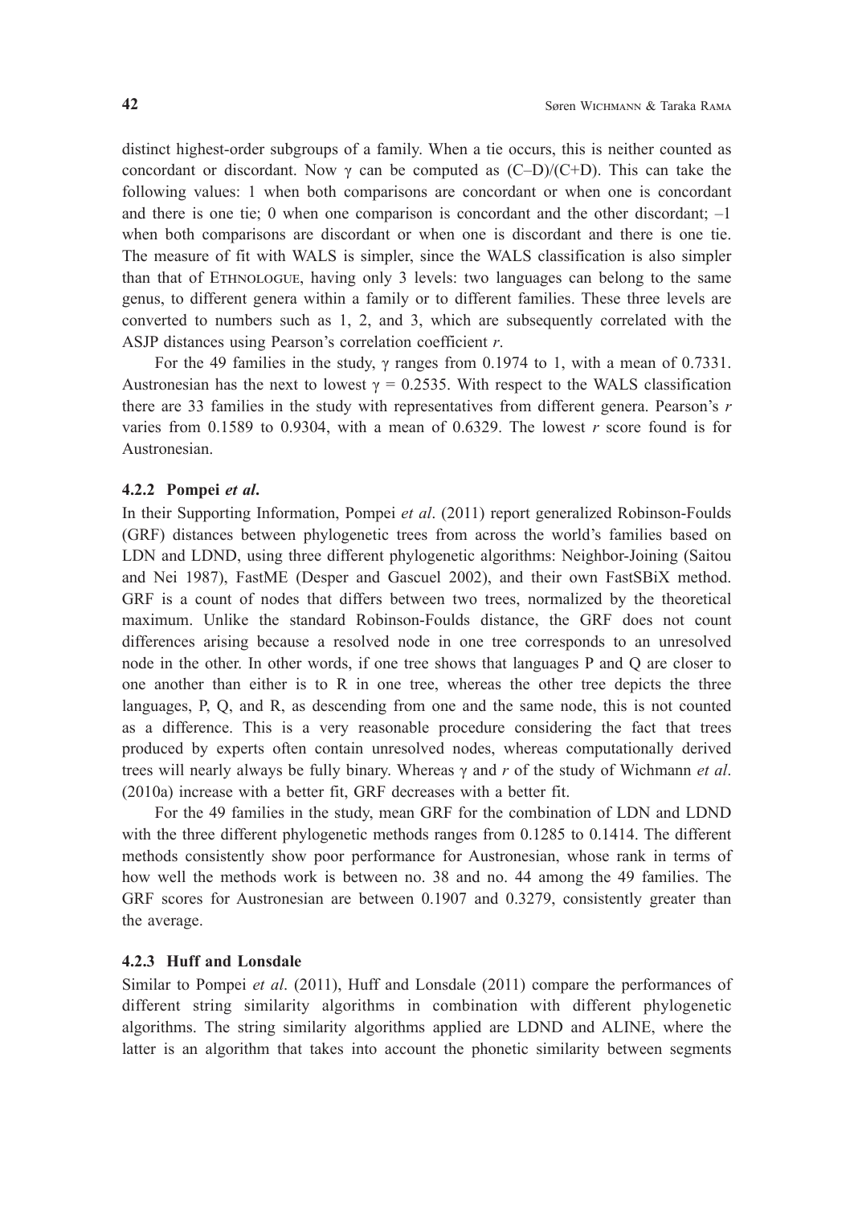distinct highest-order subgroups of a family. When a tie occurs, this is neither counted as concordant or discordant. Now $\gamma$ can be computed as (C–D)/(C+D). This can take the following values: 1 when both comparisons are concordant or when one is concordant and there is one tie; 0 when one comparison is concordant and the other discordant; –1 when both comparisons are discordant or when one is discordant and there is one tie. The measure of fit with WALS is simpler, since the WALS classification is also simpler than that of Ethnologue, having only 3 levels: two languages can belong to the same genus, to different genera within a family or to different families. These three levels are converted to numbers such as 1, 2, and 3, which are subsequently correlated with the ASJP distances using Pearson's correlation coefficient *r*.

For the 49 families in the study, $\gamma$ ranges from 0.1974 to 1, with a mean of 0.7331. Austronesian has the next to lowest $\gamma = 0.2535$. With respect to the WALS classification there are 33 families in the study with representatives from different genera. Pearson's *r* varies from 0.1589 to 0.9304, with a mean of 0.6329. The lowest *r* score found is for Austronesian.

### 4.2.2 Pompei *et al*.

In their Supporting Information, Pompei *et al*. (2011) report generalized Robinson-Foulds (GRF) distances between phylogenetic trees from across the world's families based on LDN and LDND, using three different phylogenetic algorithms: Neighbor-Joining (Saitou and Nei 1987), FastME (Desper and Gascuel 2002), and their own FastSBiX method. GRF is a count of nodes that differs between two trees, normalized by the theoretical maximum. Unlike the standard Robinson-Foulds distance, the GRF does not count differences arising because a resolved node in one tree corresponds to an unresolved node in the other. In other words, if one tree shows that languages P and Q are closer to one another than either is to R in one tree, whereas the other tree depicts the three languages, P, Q, and R, as descending from one and the same node, this is not counted as a difference. This is a very reasonable procedure considering the fact that trees produced by experts often contain unresolved nodes, whereas computationally derived trees will nearly always be fully binary. Whereas $\gamma$ and *r* of the study of Wichmann *et al*. (2010a) increase with a better fit, GRF decreases with a better fit.

For the 49 families in the study, mean GRF for the combination of LDN and LDND with the three different phylogenetic methods ranges from 0.1285 to 0.1414. The different methods consistently show poor performance for Austronesian, whose rank in terms of how well the methods work is between no. 38 and no. 44 among the 49 families. The GRF scores for Austronesian are between 0.1907 and 0.3279, consistently greater than the average.

### 4.2.3 Huff and Lonsdale

Similar to Pompei *et al*. (2011), Huff and Lonsdale (2011) compare the performances of different string similarity algorithms in combination with different phylogenetic algorithms. The string similarity algorithms applied are LDND and ALINE, where the latter is an algorithm that takes into account the phonetic similarity between segments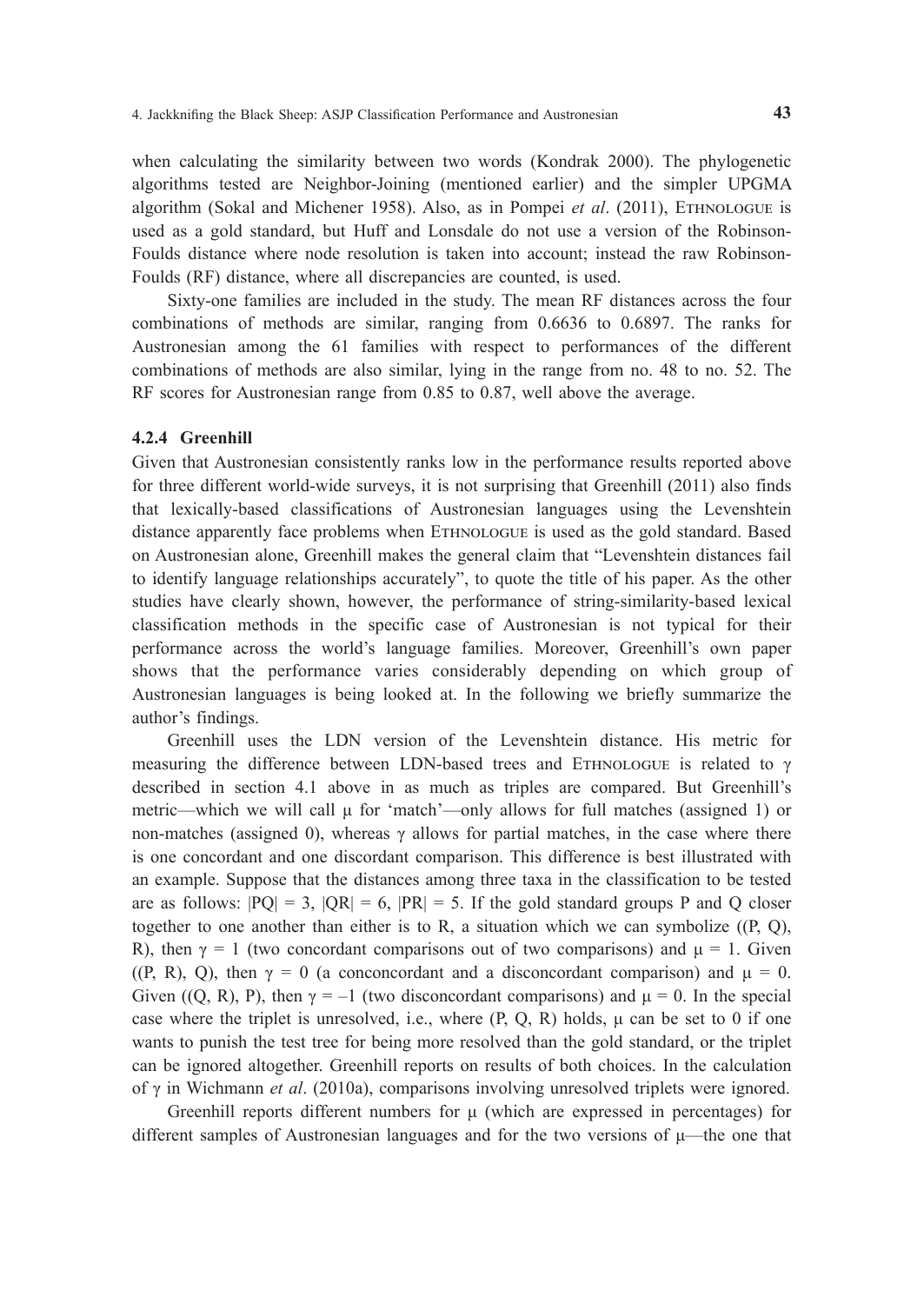when calculating the similarity between two words (Kondrak 2000). The phylogenetic algorithms tested are Neighbor-Joining (mentioned earlier) and the simpler UPGMA algorithm (Sokal and Michener 1958). Also, as in Pompei *et al*. (2011), Ethnologue is used as a gold standard, but Huff and Lonsdale do not use a version of the Robinson-Foulds distance where node resolution is taken into account; instead the raw Robinson-Foulds (RF) distance, where all discrepancies are counted, is used.

Sixty-one families are included in the study. The mean RF distances across the four combinations of methods are similar, ranging from 0.6636 to 0.6897. The ranks for Austronesian among the 61 families with respect to performances of the different combinations of methods are also similar, lying in the range from no. 48 to no. 52. The RF scores for Austronesian range from 0.85 to 0.87, well above the average.

### 4.2.4 Greenhill

Given that Austronesian consistently ranks low in the performance results reported above for three different world-wide surveys, it is not surprising that Greenhill (2011) also finds that lexically-based classifications of Austronesian languages using the Levenshtein distance apparently face problems when Ethnologue is used as the gold standard. Based on Austronesian alone, Greenhill makes the general claim that "Levenshtein distances fail to identify language relationships accurately", to quote the title of his paper. As the other studies have clearly shown, however, the performance of string-similarity-based lexical classification methods in the specific case of Austronesian is not typical for their performance across the world's language families. Moreover, Greenhill's own paper shows that the performance varies considerably depending on which group of Austronesian languages is being looked at. In the following we briefly summarize the author's findings.

Greenhill uses the LDN version of the Levenshtein distance. His metric for measuring the difference between LDN-based trees and Ethnologue is related to $\gamma$ described in section 4.1 above in as much as triples are compared. But Greenhill's metric—which we will call $\mu$ for 'match'—only allows for full matches (assigned 1) or non-matches (assigned 0), whereas $\gamma$ allows for partial matches, in the case where there is one concordant and one discordant comparison. This difference is best illustrated with an example. Suppose that the distances among three taxa in the classification to be tested are as follows: $|PQ| = 3$, $|QR| = 6$, $|PR| = 5$. If the gold standard groups P and Q closer together to one another than either is to R, a situation which we can symbolize ((P, Q), R), then $\gamma = 1$ (two concordant comparisons out of two comparisons) and $\mu = 1$. Given ((P, R), Q), then $\gamma = 0$ (a conconcordant and a disconcordant comparison) and $\mu = 0$. Given ((Q, R), P), then $\gamma = -1$ (two disconcordant comparisons) and $\mu = 0$. In the special case where the triplet is unresolved, i.e., where (P, Q, R) holds, $\mu$ can be set to 0 if one wants to punish the test tree for being more resolved than the gold standard, or the triplet can be ignored altogether. Greenhill reports on results of both choices. In the calculation of $\gamma$ in Wichmann *et al*. (2010a), comparisons involving unresolved triplets were ignored.

Greenhill reports different numbers for $\mu$ (which are expressed in percentages) for different samples of Austronesian languages and for the two versions of $\mu$—the one that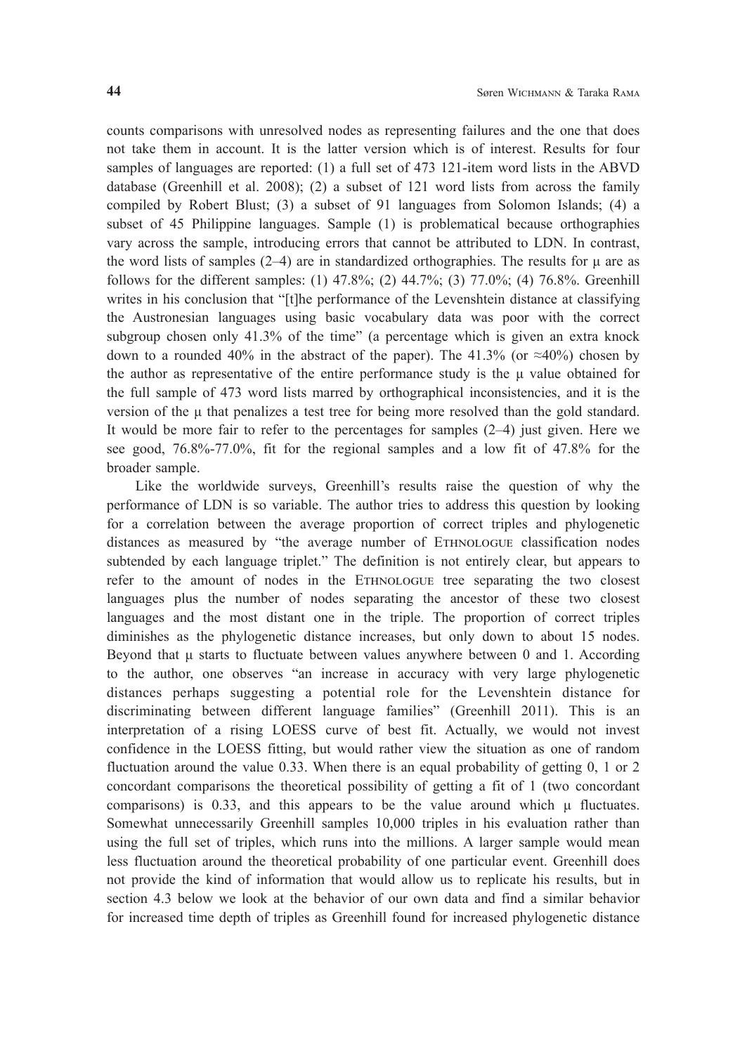counts comparisons with unresolved nodes as representing failures and the one that does not take them in account. It is the latter version which is of interest. Results for four samples of languages are reported: (1) a full set of 473 121-item word lists in the ABVD database (Greenhill et al. 2008); (2) a subset of 121 word lists from across the family compiled by Robert Blust; (3) a subset of 91 languages from Solomon Islands; (4) a subset of 45 Philippine languages. Sample (1) is problematical because orthographies vary across the sample, introducing errors that cannot be attributed to LDN. In contrast, the word lists of samples (2–4) are in standardized orthographies. The results for μ are as follows for the different samples: (1) 47.8%; (2) 44.7%; (3) 77.0%; (4) 76.8%. Greenhill writes in his conclusion that "[t]he performance of the Levenshtein distance at classifying the Austronesian languages using basic vocabulary data was poor with the correct subgroup chosen only 41.3% of the time" (a percentage which is given an extra knock down to a rounded 40% in the abstract of the paper). The 41.3% (or ≈40%) chosen by the author as representative of the entire performance study is the μ value obtained for the full sample of 473 word lists marred by orthographical inconsistencies, and it is the version of the μ that penalizes a test tree for being more resolved than the gold standard. It would be more fair to refer to the percentages for samples (2–4) just given. Here we see good, 76.8%-77.0%, fit for the regional samples and a low fit of 47.8% for the broader sample.

Like the worldwide surveys, Greenhill's results raise the question of why the performance of LDN is so variable. The author tries to address this question by looking for a correlation between the average proportion of correct triples and phylogenetic distances as measured by "the average number of Ethnologue classification nodes subtended by each language triplet." The definition is not entirely clear, but appears to refer to the amount of nodes in the Ethnologue tree separating the two closest languages plus the number of nodes separating the ancestor of these two closest languages and the most distant one in the triple. The proportion of correct triples diminishes as the phylogenetic distance increases, but only down to about 15 nodes. Beyond that μ starts to fluctuate between values anywhere between 0 and 1. According to the author, one observes "an increase in accuracy with very large phylogenetic distances perhaps suggesting a potential role for the Levenshtein distance for discriminating between different language families" (Greenhill 2011). This is an interpretation of a rising LOESS curve of best fit. Actually, we would not invest confidence in the LOESS fitting, but would rather view the situation as one of random fluctuation around the value 0.33. When there is an equal probability of getting 0, 1 or 2 concordant comparisons the theoretical possibility of getting a fit of 1 (two concordant comparisons) is 0.33, and this appears to be the value around which μ fluctuates. Somewhat unnecessarily Greenhill samples 10,000 triples in his evaluation rather than using the full set of triples, which runs into the millions. A larger sample would mean less fluctuation around the theoretical probability of one particular event. Greenhill does not provide the kind of information that would allow us to replicate his results, but in section 4.3 below we look at the behavior of our own data and find a similar behavior for increased time depth of triples as Greenhill found for increased phylogenetic distance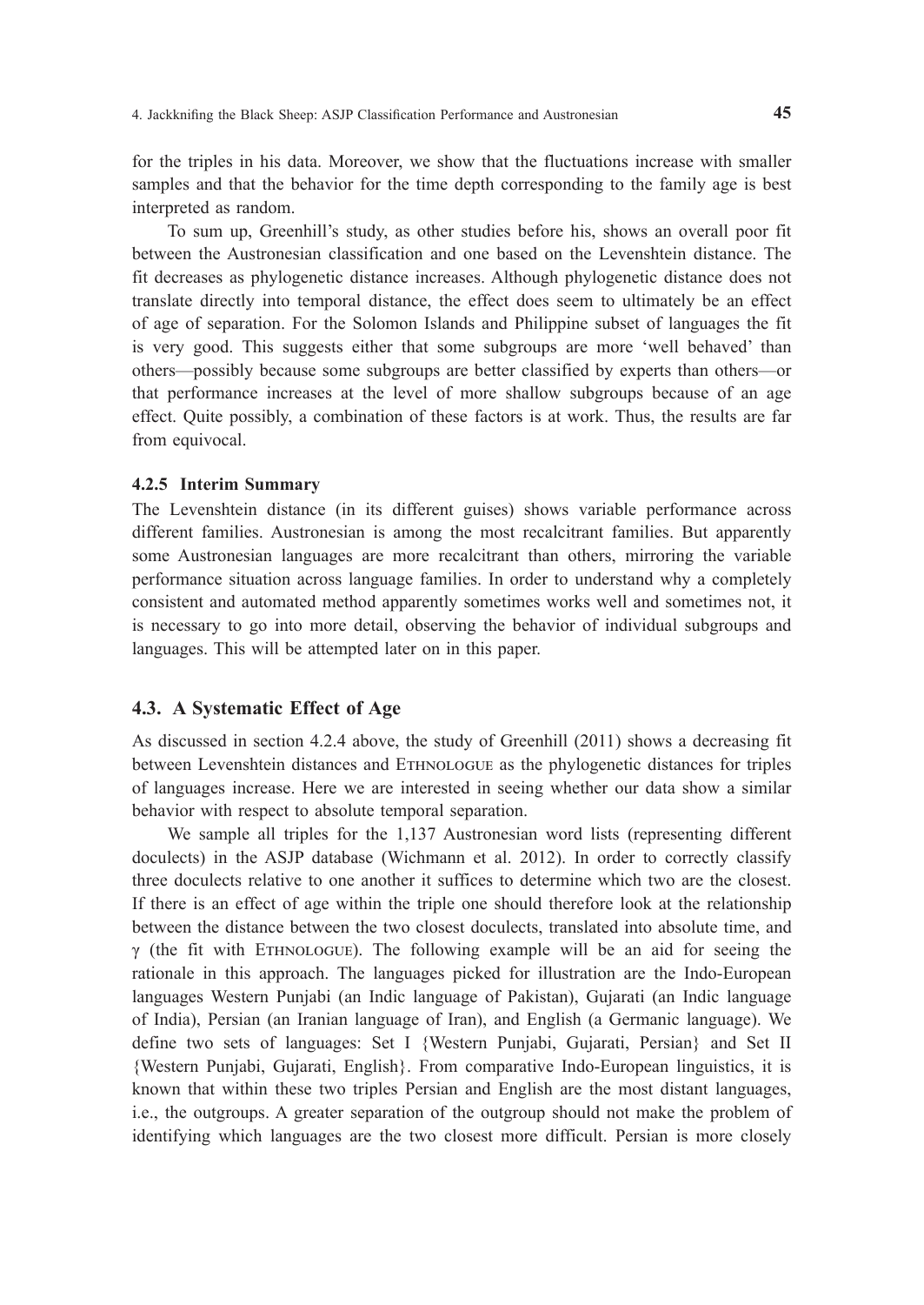for the triples in his data. Moreover, we show that the fluctuations increase with smaller samples and that the behavior for the time depth corresponding to the family age is best interpreted as random.

To sum up, Greenhill's study, as other studies before his, shows an overall poor fit between the Austronesian classification and one based on the Levenshtein distance. The fit decreases as phylogenetic distance increases. Although phylogenetic distance does not translate directly into temporal distance, the effect does seem to ultimately be an effect of age of separation. For the Solomon Islands and Philippine subset of languages the fit is very good. This suggests either that some subgroups are more 'well behaved' than others—possibly because some subgroups are better classified by experts than others—or that performance increases at the level of more shallow subgroups because of an age effect. Quite possibly, a combination of these factors is at work. Thus, the results are far from equivocal.

### 4.2.5 Interim Summary

The Levenshtein distance (in its different guises) shows variable performance across different families. Austronesian is among the most recalcitrant families. But apparently some Austronesian languages are more recalcitrant than others, mirroring the variable performance situation across language families. In order to understand why a completely consistent and automated method apparently sometimes works well and sometimes not, it is necessary to go into more detail, observing the behavior of individual subgroups and languages. This will be attempted later on in this paper.

## 4.3. A Systematic Effect of Age

As discussed in section 4.2.4 above, the study of Greenhill (2011) shows a decreasing fit between Levenshtein distances and Ethnologue as the phylogenetic distances for triples of languages increase. Here we are interested in seeing whether our data show a similar behavior with respect to absolute temporal separation.

We sample all triples for the 1,137 Austronesian word lists (representing different doculects) in the ASJP database (Wichmann et al. 2012). In order to correctly classify three doculects relative to one another it suffices to determine which two are the closest. If there is an effect of age within the triple one should therefore look at the relationship between the distance between the two closest doculects, translated into absolute time, and $\gamma$ (the fit with Ethnologue). The following example will be an aid for seeing the rationale in this approach. The languages picked for illustration are the Indo-European languages Western Punjabi (an Indic language of Pakistan), Gujarati (an Indic language of India), Persian (an Iranian language of Iran), and English (a Germanic language). We define two sets of languages: Set I {Western Punjabi, Gujarati, Persian} and Set II {Western Punjabi, Gujarati, English}. From comparative Indo-European linguistics, it is known that within these two triples Persian and English are the most distant languages, i.e., the outgroups. A greater separation of the outgroup should not make the problem of identifying which languages are the two closest more difficult. Persian is more closely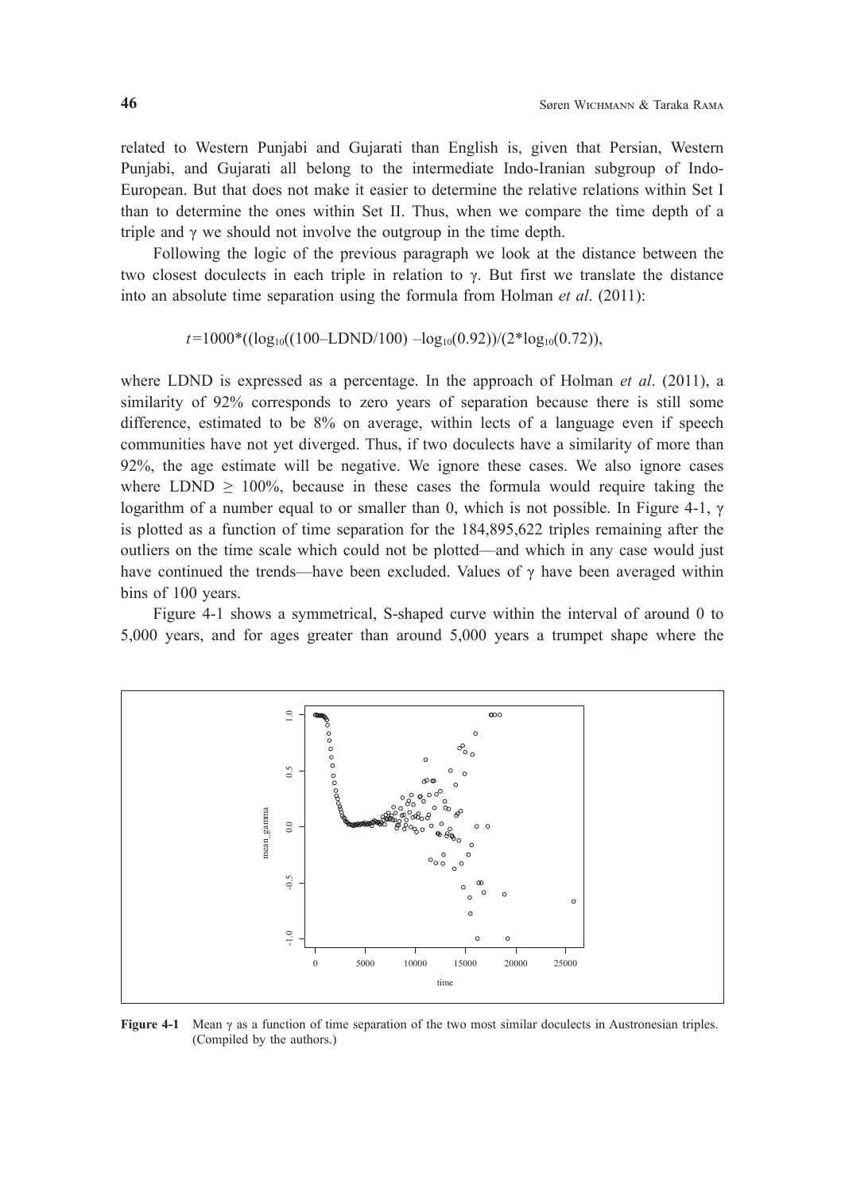related to Western Punjabi and Gujarati than English is, given that Persian, Western Punjabi, and Gujarati all belong to the intermediate Indo-Iranian subgroup of Indo-European. But that does not make it easier to determine the relative relations within Set I than to determine the ones within Set II. Thus, when we compare the time depth of a triple and $\gamma$ we should not involve the outgroup in the time depth.

Following the logic of the previous paragraph we look at the distance between the two closest doculects in each triple in relation to $\gamma$. But first we translate the distance into an absolute time separation using the formula from Holman *et al*. (2011):

$$t=1000*((\log_{10}((100-\text{LDND}/100)-\log_{10}(0.92))/(2*\log_{10}(0.72)),$$

where LDND is expressed as a percentage. In the approach of Holman *et al*. (2011), a similarity of 92% corresponds to zero years of separation because there is still some difference, estimated to be 8% on average, within lects of a language even if speech communities have not yet diverged. Thus, if two doculects have a similarity of more than 92%, the age estimate will be negative. We ignore these cases. We also ignore cases where LDND $\geq$ 100%, because in these cases the formula would require taking the logarithm of a number equal to or smaller than 0, which is not possible. In Figure 4-1, $\gamma$ is plotted as a function of time separation for the 184,895,622 triples remaining after the outliers on the time scale which could not be plotted—and which in any case would just have continued the trends—have been excluded. Values of $\gamma$ have been averaged within bins of 100 years.

Figure 4-1 shows a symmetrical, S-shaped curve within the interval of around 0 to 5,000 years, and for ages greater than around 5,000 years a trumpet shape where the

**Figure 4-1** Mean $\gamma$ as a function of time separation of the two most similar doculects in Austronesian triples. (Compiled by the authors.)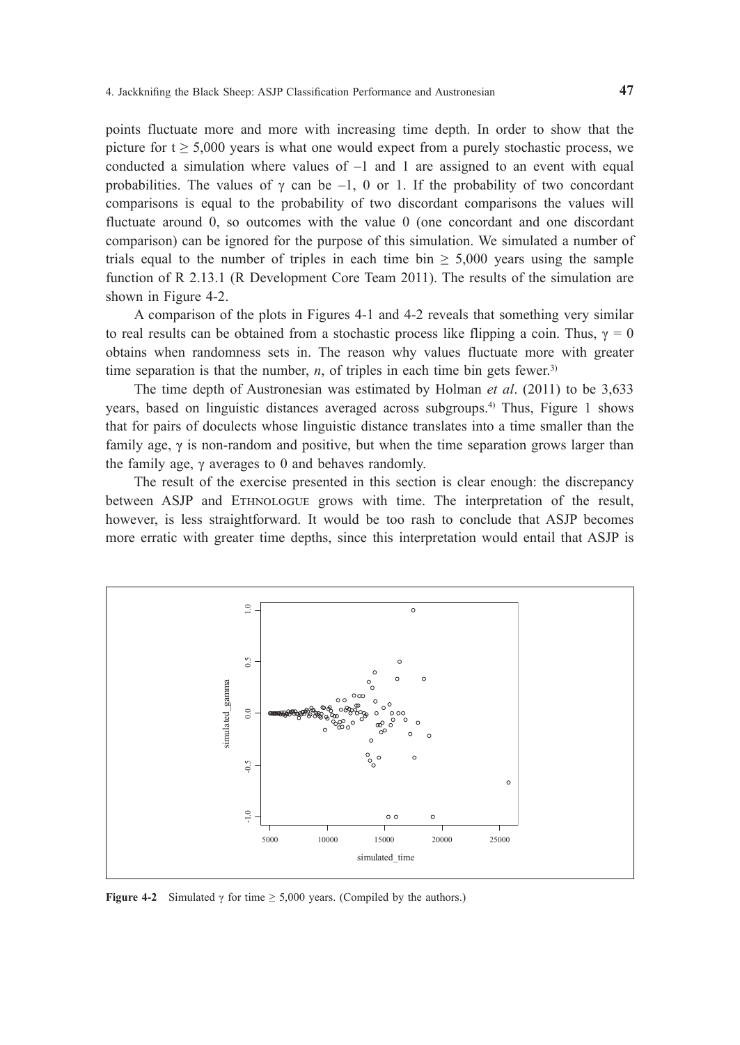points fluctuate more and more with increasing time depth. In order to show that the picture for $t \geq 5{,}000$ years is what one would expect from a purely stochastic process, we conducted a simulation where values of $-1$ and 1 are assigned to an event with equal probabilities. The values of $\gamma$ can be $-1$, 0 or 1. If the probability of two concordant comparisons is equal to the probability of two discordant comparisons the values will fluctuate around 0, so outcomes with the value 0 (one concordant and one discordant comparison) can be ignored for the purpose of this simulation. We simulated a number of trials equal to the number of triples in each time bin $\geq 5{,}000$ years using the sample function of R 2.13.1 (R Development Core Team 2011). The results of the simulation are shown in Figure 4-2.

A comparison of the plots in Figures 4-1 and 4-2 reveals that something very similar to real results can be obtained from a stochastic process like flipping a coin. Thus, $\gamma = 0$ obtains when randomness sets in. The reason why values fluctuate more with greater time separation is that the number, $n$, of triples in each time bin gets fewer.[3)]

The time depth of Austronesian was estimated by Holman *et al*. (2011) to be 3,633 years, based on linguistic distances averaged across subgroups.[4)] Thus, Figure 1 shows that for pairs of doculects whose linguistic distance translates into a time smaller than the family age, $\gamma$ is non-random and positive, but when the time separation grows larger than the family age, $\gamma$ averages to 0 and behaves randomly.

The result of the exercise presented in this section is clear enough: the discrepancy between ASJP and Ethnologue grows with time. The interpretation of the result, however, is less straightforward. It would be too rash to conclude that ASJP becomes more erratic with greater time depths, since this interpretation would entail that ASJP is

**Figure 4-2** Simulated $\gamma$ for time $\geq 5{,}000$ years. (Compiled by the authors.)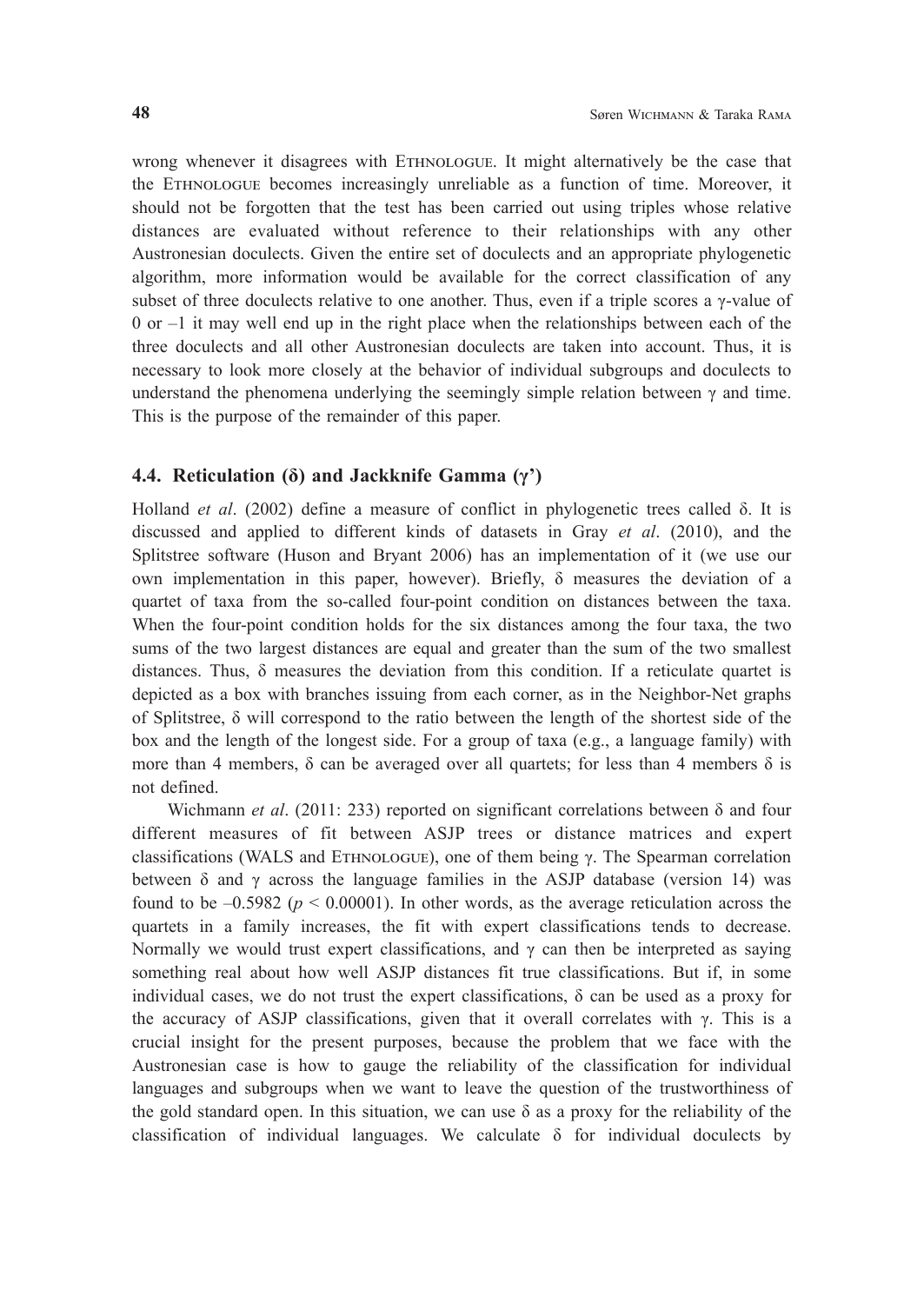wrong whenever it disagrees with Ethnologue. It might alternatively be the case that the Ethnologue becomes increasingly unreliable as a function of time. Moreover, it should not be forgotten that the test has been carried out using triples whose relative distances are evaluated without reference to their relationships with any other Austronesian doculects. Given the entire set of doculects and an appropriate phylogenetic algorithm, more information would be available for the correct classification of any subset of three doculects relative to one another. Thus, even if a triple scores a $\gamma$-value of 0 or $-1$ it may well end up in the right place when the relationships between each of the three doculects and all other Austronesian doculects are taken into account. Thus, it is necessary to look more closely at the behavior of individual subgroups and doculects to understand the phenomena underlying the seemingly simple relation between $\gamma$ and time. This is the purpose of the remainder of this paper.

### 4.4. Reticulation ($\delta$) and Jackknife Gamma ($\gamma'$)

Holland *et al*. (2002) define a measure of conflict in phylogenetic trees called $\delta$. It is discussed and applied to different kinds of datasets in Gray *et al*. (2010), and the Splitstree software (Huson and Bryant 2006) has an implementation of it (we use our own implementation in this paper, however). Briefly, $\delta$ measures the deviation of a quartet of taxa from the so-called four-point condition on distances between the taxa. When the four-point condition holds for the six distances among the four taxa, the two sums of the two largest distances are equal and greater than the sum of the two smallest distances. Thus, $\delta$ measures the deviation from this condition. If a reticulate quartet is depicted as a box with branches issuing from each corner, as in the Neighbor-Net graphs of Splitstree, $\delta$ will correspond to the ratio between the length of the shortest side of the box and the length of the longest side. For a group of taxa (e.g., a language family) with more than 4 members, $\delta$ can be averaged over all quartets; for less than 4 members $\delta$ is not defined.

Wichmann *et al*. (2011: 233) reported on significant correlations between $\delta$ and four different measures of fit between ASJP trees or distance matrices and expert classifications (WALS and Ethnologue), one of them being $\gamma$. The Spearman correlation between $\delta$ and $\gamma$ across the language families in the ASJP database (version 14) was found to be $-0.5982$ ($p < 0.00001$). In other words, as the average reticulation across the quartets in a family increases, the fit with expert classifications tends to decrease. Normally we would trust expert classifications, and $\gamma$ can then be interpreted as saying something real about how well ASJP distances fit true classifications. But if, in some individual cases, we do not trust the expert classifications, $\delta$ can be used as a proxy for the accuracy of ASJP classifications, given that it overall correlates with $\gamma$. This is a crucial insight for the present purposes, because the problem that we face with the Austronesian case is how to gauge the reliability of the classification for individual languages and subgroups when we want to leave the question of the trustworthiness of the gold standard open. In this situation, we can use $\delta$ as a proxy for the reliability of the classification of individual languages. We calculate $\delta$ for individual doculects by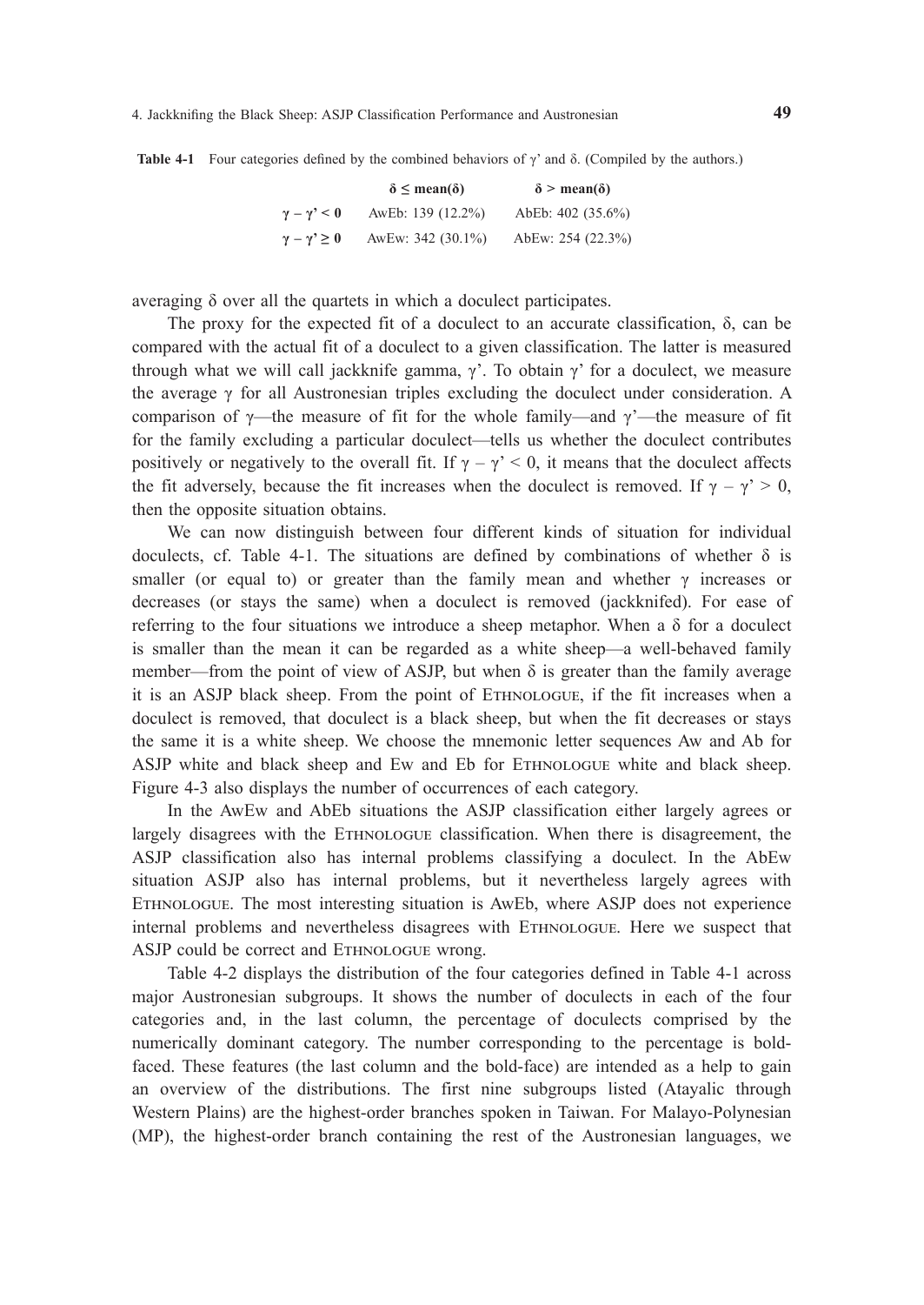**Table 4-1** Four categories defined by the combined behaviors of γ' and δ. (Compiled by the authors.)

| | $\delta \leq$ mean($\delta$) | $\delta >$ mean($\delta$) |
|---|---|---|
| $\gamma - \gamma' < 0$ | AwEb: 139 (12.2%) | AbEb: 402 (35.6%) |
| $\gamma - \gamma' \geq 0$ | AwEw: 342 (30.1%) | AbEw: 254 (22.3%) |

averaging δ over all the quartets in which a doculect participates.

The proxy for the expected fit of a doculect to an accurate classification, δ, can be compared with the actual fit of a doculect to a given classification. The latter is measured through what we will call jackknife gamma, γ'. To obtain γ' for a doculect, we measure the average γ for all Austronesian triples excluding the doculect under consideration. A comparison of γ—the measure of fit for the whole family—and γ'—the measure of fit for the family excluding a particular doculect—tells us whether the doculect contributes positively or negatively to the overall fit. If $\gamma - \gamma' < 0$, it means that the doculect affects the fit adversely, because the fit increases when the doculect is removed. If $\gamma - \gamma' > 0$, then the opposite situation obtains.

We can now distinguish between four different kinds of situation for individual doculects, cf. Table 4-1. The situations are defined by combinations of whether δ is smaller (or equal to) or greater than the family mean and whether γ increases or decreases (or stays the same) when a doculect is removed (jackknifed). For ease of referring to the four situations we introduce a sheep metaphor. When a δ for a doculect is smaller than the mean it can be regarded as a white sheep—a well-behaved family member—from the point of view of ASJP, but when δ is greater than the family average it is an ASJP black sheep. From the point of Ethnologue, if the fit increases when a doculect is removed, that doculect is a black sheep, but when the fit decreases or stays the same it is a white sheep. We choose the mnemonic letter sequences Aw and Ab for ASJP white and black sheep and Ew and Eb for Ethnologue white and black sheep. Figure 4-3 also displays the number of occurrences of each category.

In the AwEw and AbEb situations the ASJP classification either largely agrees or largely disagrees with the Ethnologue classification. When there is disagreement, the ASJP classification also has internal problems classifying a doculect. In the AbEw situation ASJP also has internal problems, but it nevertheless largely agrees with Ethnologue. The most interesting situation is AwEb, where ASJP does not experience internal problems and nevertheless disagrees with Ethnologue. Here we suspect that ASJP could be correct and Ethnologue wrong.

Table 4-2 displays the distribution of the four categories defined in Table 4-1 across major Austronesian subgroups. It shows the number of doculects in each of the four categories and, in the last column, the percentage of doculects comprised by the numerically dominant category. The number corresponding to the percentage is bold-faced. These features (the last column and the bold-face) are intended as a help to gain an overview of the distributions. The first nine subgroups listed (Atayalic through Western Plains) are the highest-order branches spoken in Taiwan. For Malayo-Polynesian (MP), the highest-order branch containing the rest of the Austronesian languages, we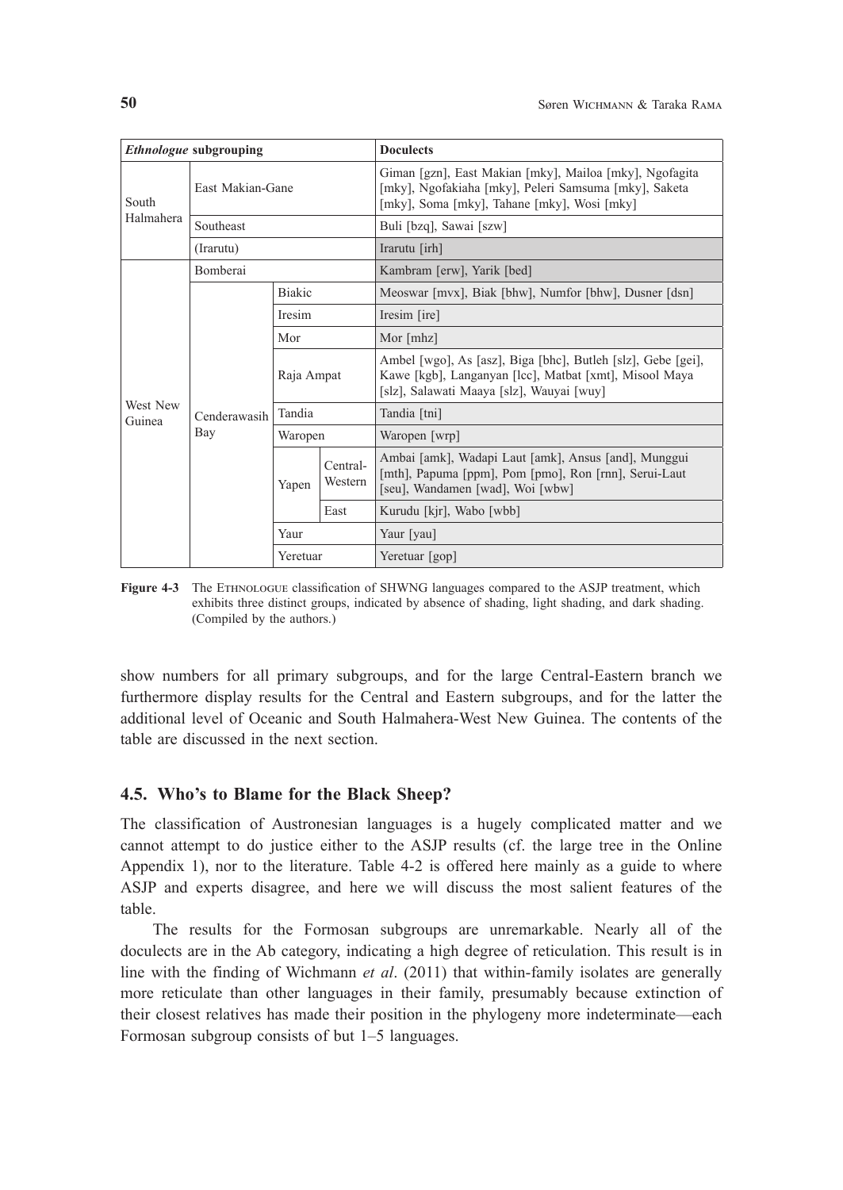| *Ethnologue* subgrouping | | | | Doculects |
| --- | --- | --- | --- | --- |
| South Halmahera | East Makian-Gane | | | Giman [gzn], East Makian [mky], Mailoa [mky], Ngofagita [mky], Ngofakiaha [mky], Peleri Samsuma [mky], Saketa [mky], Soma [mky], Tahane [mky], Wosi [mky] |
| | Southeast | | | Buli [bzq], Sawai [szw] |
| | (Irarutu) | | | Irarutu [irh] |
| West New Guinea | Bomberai | | | Kambram [erw], Yarik [bed] |
| | Cenderawasih Bay | Biakic | | Meoswar [mvx], Biak [bhw], Numfor [bhw], Dusner [dsn] |
| | | Iresim | | Iresim [ire] |
| | | Mor | | Mor [mhz] |
| | | Raja Ampat | | Ambel [wgo], As [asz], Biga [bhc], Butleh [slz], Gebe [gei], Kawe [kgb], Langanyan [lcc], Matbat [xmt], Misool Maya [slz], Salawati Maaya [slz], Wauyai [wuy] |
| | | Tandia | | Tandia [tni] |
| | | Waropen | | Waropen [wrp] |
| | | Yapen | Central-Western | Ambai [amk], Wadapi Laut [amk], Ansus [and], Munggui [mth], Papuma [ppm], Pom [pmo], Ron [rnn], Serui-Laut [seu], Wandamen [wad], Woi [wbw] |
| | | | East | Kurudu [kjr], Wabo [wbb] |
| | | Yaur | | Yaur [yau] |
| | | Yeretuar | | Yeretuar [gop] |

**Figure 4-3** The ETHNOLOGUE classification of SHWNG languages compared to the ASJP treatment, which exhibits three distinct groups, indicated by absence of shading, light shading, and dark shading. (Compiled by the authors.)

show numbers for all primary subgroups, and for the large Central-Eastern branch we furthermore display results for the Central and Eastern subgroups, and for the latter the additional level of Oceanic and South Halmahera-West New Guinea. The contents of the table are discussed in the next section.

### 4.5. Who's to Blame for the Black Sheep?

The classification of Austronesian languages is a hugely complicated matter and we cannot attempt to do justice either to the ASJP results (cf. the large tree in the Online Appendix 1), nor to the literature. Table 4-2 is offered here mainly as a guide to where ASJP and experts disagree, and here we will discuss the most salient features of the table.

The results for the Formosan subgroups are unremarkable. Nearly all of the doculects are in the Ab category, indicating a high degree of reticulation. This result is in line with the finding of Wichmann *et al*. (2011) that within-family isolates are generally more reticulate than other languages in their family, presumably because extinction of their closest relatives has made their position in the phylogeny more indeterminate—each Formosan subgroup consists of but 1–5 languages.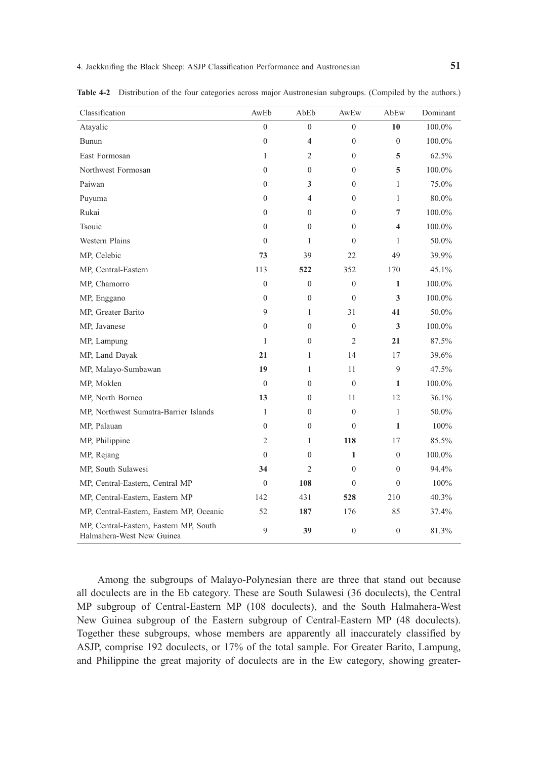**Table 4-2** Distribution of the four categories across major Austronesian subgroups. (Compiled by the authors.)

| Classification | AwEb | AbEb | AwEw | AbEw | Dominant |
|---|---|---|---|---|---|
| Atayalic | 0 | 0 | 0 | **10** | 100.0% |
| Bunun | 0 | **4** | 0 | 0 | 100.0% |
| East Formosan | 1 | 2 | 0 | **5** | 62.5% |
| Northwest Formosan | 0 | 0 | 0 | **5** | 100.0% |
| Paiwan | 0 | **3** | 0 | 1 | 75.0% |
| Puyuma | 0 | **4** | 0 | 1 | 80.0% |
| Rukai | 0 | 0 | 0 | **7** | 100.0% |
| Tsouic | 0 | 0 | 0 | **4** | 100.0% |
| Western Plains | 0 | 1 | 0 | 1 | 50.0% |
| MP, Celebic | **73** | 39 | 22 | 49 | 39.9% |
| MP, Central-Eastern | 113 | **522** | 352 | 170 | 45.1% |
| MP, Chamorro | 0 | 0 | 0 | **1** | 100.0% |
| MP, Enggano | 0 | 0 | 0 | **3** | 100.0% |
| MP, Greater Barito | 9 | 1 | 31 | **41** | 50.0% |
| MP, Javanese | 0 | 0 | 0 | **3** | 100.0% |
| MP, Lampung | 1 | 0 | 2 | **21** | 87.5% |
| MP, Land Dayak | **21** | 1 | 14 | 17 | 39.6% |
| MP, Malayo-Sumbawan | **19** | 1 | 11 | 9 | 47.5% |
| MP, Moklen | 0 | 0 | 0 | **1** | 100.0% |
| MP, North Borneo | **13** | 0 | 11 | 12 | 36.1% |
| MP, Northwest Sumatra-Barrier Islands | 1 | 0 | 0 | 1 | 50.0% |
| MP, Palauan | 0 | 0 | 0 | **1** | 100% |
| MP, Philippine | 2 | 1 | **118** | 17 | 85.5% |
| MP, Rejang | 0 | 0 | **1** | 0 | 100.0% |
| MP, South Sulawesi | **34** | 2 | 0 | 0 | 94.4% |
| MP, Central-Eastern, Central MP | 0 | **108** | 0 | 0 | 100% |
| MP, Central-Eastern, Eastern MP | 142 | 431 | **528** | 210 | 40.3% |
| MP, Central-Eastern, Eastern MP, Oceanic | 52 | **187** | 176 | 85 | 37.4% |
| MP, Central-Eastern, Eastern MP, South Halmahera-West New Guinea | 9 | **39** | 0 | 0 | 81.3% |

Among the subgroups of Malayo-Polynesian there are three that stand out because all doculects are in the Eb category. These are South Sulawesi (36 doculects), the Central MP subgroup of Central-Eastern MP (108 doculects), and the South Halmahera-West New Guinea subgroup of the Eastern subgroup of Central-Eastern MP (48 doculects). Together these subgroups, whose members are apparently all inaccurately classified by ASJP, comprise 192 doculects, or 17% of the total sample. For Greater Barito, Lampung, and Philippine the great majority of doculects are in the Ew category, showing greater-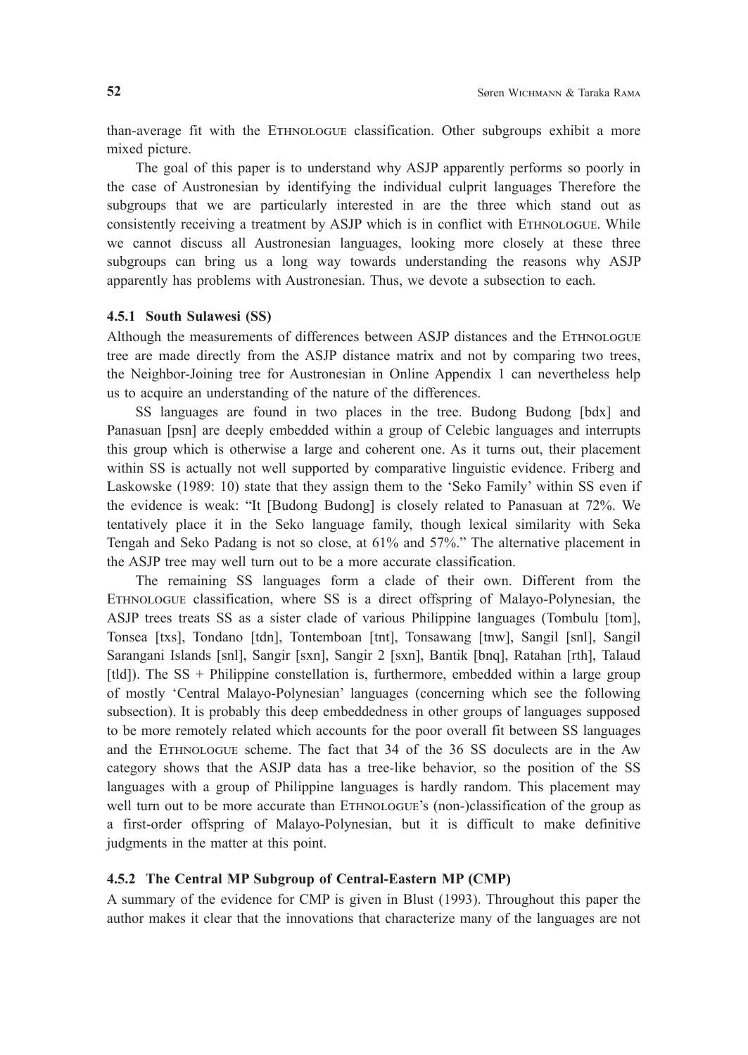than-average fit with the ETHNOLOGUE classification. Other subgroups exhibit a more mixed picture.

The goal of this paper is to understand why ASJP apparently performs so poorly in the case of Austronesian by identifying the individual culprit languages Therefore the subgroups that we are particularly interested in are the three which stand out as consistently receiving a treatment by ASJP which is in conflict with ETHNOLOGUE. While we cannot discuss all Austronesian languages, looking more closely at these three subgroups can bring us a long way towards understanding the reasons why ASJP apparently has problems with Austronesian. Thus, we devote a subsection to each.

### 4.5.1 South Sulawesi (SS)

Although the measurements of differences between ASJP distances and the ETHNOLOGUE tree are made directly from the ASJP distance matrix and not by comparing two trees, the Neighbor-Joining tree for Austronesian in Online Appendix 1 can nevertheless help us to acquire an understanding of the nature of the differences.

SS languages are found in two places in the tree. Budong Budong [bdx] and Panasuan [psn] are deeply embedded within a group of Celebic languages and interrupts this group which is otherwise a large and coherent one. As it turns out, their placement within SS is actually not well supported by comparative linguistic evidence. Friberg and Laskowske (1989: 10) state that they assign them to the 'Seko Family' within SS even if the evidence is weak: "It [Budong Budong] is closely related to Panasuan at 72%. We tentatively place it in the Seko language family, though lexical similarity with Seka Tengah and Seko Padang is not so close, at 61% and 57%." The alternative placement in the ASJP tree may well turn out to be a more accurate classification.

The remaining SS languages form a clade of their own. Different from the ETHNOLOGUE classification, where SS is a direct offspring of Malayo-Polynesian, the ASJP trees treats SS as a sister clade of various Philippine languages (Tombulu [tom], Tonsea [txs], Tondano [tdn], Tontemboan [tnt], Tonsawang [tnw], Sangil [snl], Sangil Sarangani Islands [snl], Sangir [sxn], Sangir 2 [sxn], Bantik [bnq], Ratahan [rth], Talaud [tld]). The SS + Philippine constellation is, furthermore, embedded within a large group of mostly 'Central Malayo-Polynesian' languages (concerning which see the following subsection). It is probably this deep embeddedness in other groups of languages supposed to be more remotely related which accounts for the poor overall fit between SS languages and the ETHNOLOGUE scheme. The fact that 34 of the 36 SS doculects are in the Aw category shows that the ASJP data has a tree-like behavior, so the position of the SS languages with a group of Philippine languages is hardly random. This placement may well turn out to be more accurate than ETHNOLOGUE's (non-)classification of the group as a first-order offspring of Malayo-Polynesian, but it is difficult to make definitive judgments in the matter at this point.

### 4.5.2 The Central MP Subgroup of Central-Eastern MP (CMP)

A summary of the evidence for CMP is given in Blust (1993). Throughout this paper the author makes it clear that the innovations that characterize many of the languages are not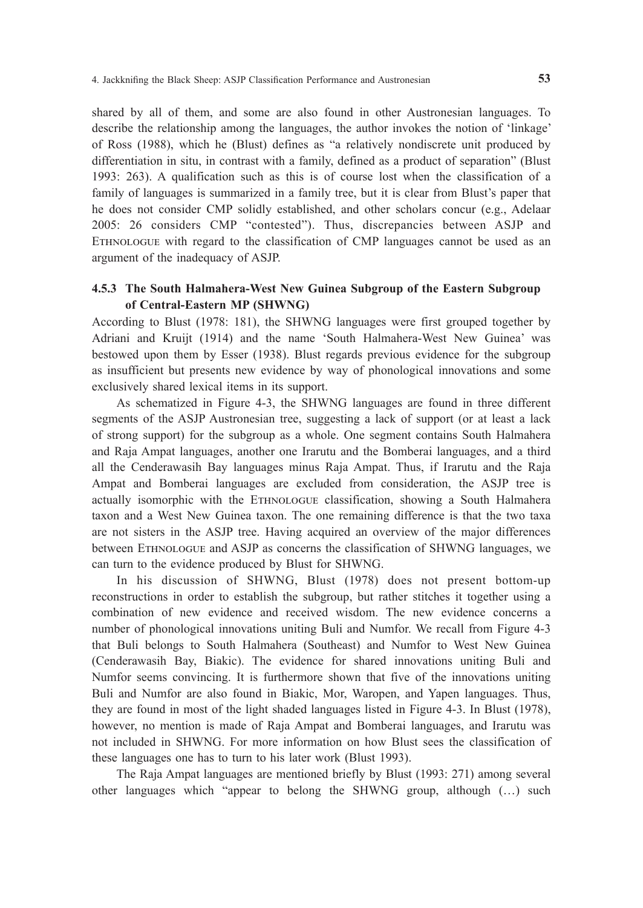shared by all of them, and some are also found in other Austronesian languages. To describe the relationship among the languages, the author invokes the notion of 'linkage' of Ross (1988), which he (Blust) defines as "a relatively nondiscrete unit produced by differentiation in situ, in contrast with a family, defined as a product of separation" (Blust 1993: 263). A qualification such as this is of course lost when the classification of a family of languages is summarized in a family tree, but it is clear from Blust's paper that he does not consider CMP solidly established, and other scholars concur (e.g., Adelaar 2005: 26 considers CMP "contested"). Thus, discrepancies between ASJP and ETHNOLOGUE with regard to the classification of CMP languages cannot be used as an argument of the inadequacy of ASJP.

### 4.5.3 The South Halmahera-West New Guinea Subgroup of the Eastern Subgroup of Central-Eastern MP (SHWNG)

According to Blust (1978: 181), the SHWNG languages were first grouped together by Adriani and Kruijt (1914) and the name 'South Halmahera-West New Guinea' was bestowed upon them by Esser (1938). Blust regards previous evidence for the subgroup as insufficient but presents new evidence by way of phonological innovations and some exclusively shared lexical items in its support.

As schematized in Figure 4-3, the SHWNG languages are found in three different segments of the ASJP Austronesian tree, suggesting a lack of support (or at least a lack of strong support) for the subgroup as a whole. One segment contains South Halmahera and Raja Ampat languages, another one Irarutu and the Bomberai languages, and a third all the Cenderawasih Bay languages minus Raja Ampat. Thus, if Irarutu and the Raja Ampat and Bomberai languages are excluded from consideration, the ASJP tree is actually isomorphic with the ETHNOLOGUE classification, showing a South Halmahera taxon and a West New Guinea taxon. The one remaining difference is that the two taxa are not sisters in the ASJP tree. Having acquired an overview of the major differences between ETHNOLOGUE and ASJP as concerns the classification of SHWNG languages, we can turn to the evidence produced by Blust for SHWNG.

In his discussion of SHWNG, Blust (1978) does not present bottom-up reconstructions in order to establish the subgroup, but rather stitches it together using a combination of new evidence and received wisdom. The new evidence concerns a number of phonological innovations uniting Buli and Numfor. We recall from Figure 4-3 that Buli belongs to South Halmahera (Southeast) and Numfor to West New Guinea (Cenderawasih Bay, Biakic). The evidence for shared innovations uniting Buli and Numfor seems convincing. It is furthermore shown that five of the innovations uniting Buli and Numfor are also found in Biakic, Mor, Waropen, and Yapen languages. Thus, they are found in most of the light shaded languages listed in Figure 4-3. In Blust (1978), however, no mention is made of Raja Ampat and Bomberai languages, and Irarutu was not included in SHWNG. For more information on how Blust sees the classification of these languages one has to turn to his later work (Blust 1993).

The Raja Ampat languages are mentioned briefly by Blust (1993: 271) among several other languages which "appear to belong the SHWNG group, although (…) such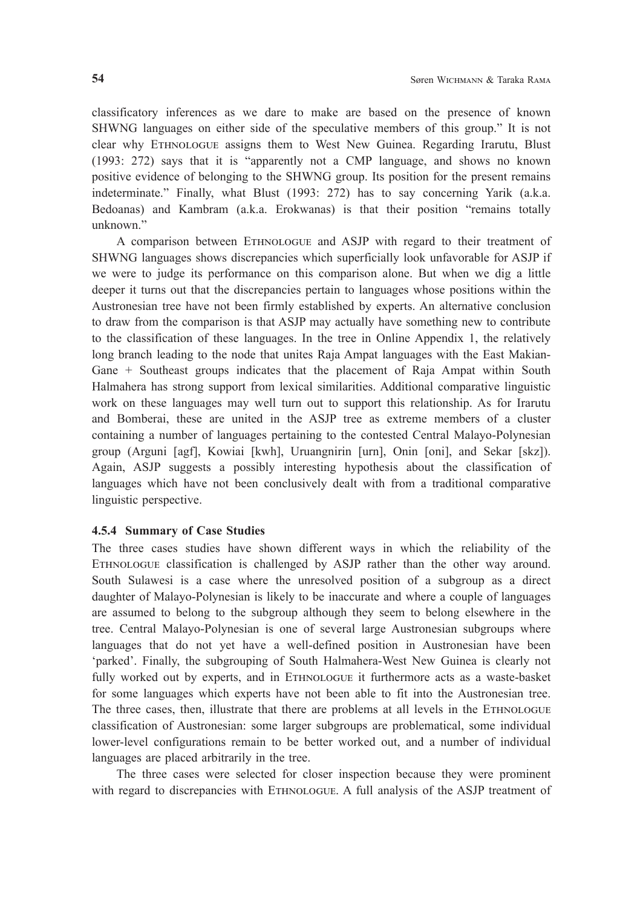classificatory inferences as we dare to make are based on the presence of known SHWNG languages on either side of the speculative members of this group." It is not clear why Ethnologue assigns them to West New Guinea. Regarding Irarutu, Blust (1993: 272) says that it is "apparently not a CMP language, and shows no known positive evidence of belonging to the SHWNG group. Its position for the present remains indeterminate." Finally, what Blust (1993: 272) has to say concerning Yarik (a.k.a. Bedoanas) and Kambram (a.k.a. Erokwanas) is that their position "remains totally unknown."

A comparison between Ethnologue and ASJP with regard to their treatment of SHWNG languages shows discrepancies which superficially look unfavorable for ASJP if we were to judge its performance on this comparison alone. But when we dig a little deeper it turns out that the discrepancies pertain to languages whose positions within the Austronesian tree have not been firmly established by experts. An alternative conclusion to draw from the comparison is that ASJP may actually have something new to contribute to the classification of these languages. In the tree in Online Appendix 1, the relatively long branch leading to the node that unites Raja Ampat languages with the East Makian-Gane + Southeast groups indicates that the placement of Raja Ampat within South Halmahera has strong support from lexical similarities. Additional comparative linguistic work on these languages may well turn out to support this relationship. As for Irarutu and Bomberai, these are united in the ASJP tree as extreme members of a cluster containing a number of languages pertaining to the contested Central Malayo-Polynesian group (Arguni [agf], Kowiai [kwh], Uruangnirin [urn], Onin [oni], and Sekar [skz]). Again, ASJP suggests a possibly interesting hypothesis about the classification of languages which have not been conclusively dealt with from a traditional comparative linguistic perspective.

#### 4.5.4 Summary of Case Studies

The three cases studies have shown different ways in which the reliability of the Ethnologue classification is challenged by ASJP rather than the other way around. South Sulawesi is a case where the unresolved position of a subgroup as a direct daughter of Malayo-Polynesian is likely to be inaccurate and where a couple of languages are assumed to belong to the subgroup although they seem to belong elsewhere in the tree. Central Malayo-Polynesian is one of several large Austronesian subgroups where languages that do not yet have a well-defined position in Austronesian have been 'parked'. Finally, the subgrouping of South Halmahera-West New Guinea is clearly not fully worked out by experts, and in Ethnologue it furthermore acts as a waste-basket for some languages which experts have not been able to fit into the Austronesian tree. The three cases, then, illustrate that there are problems at all levels in the Ethnologue classification of Austronesian: some larger subgroups are problematical, some individual lower-level configurations remain to be better worked out, and a number of individual languages are placed arbitrarily in the tree.

The three cases were selected for closer inspection because they were prominent with regard to discrepancies with Ethnologue. A full analysis of the ASJP treatment of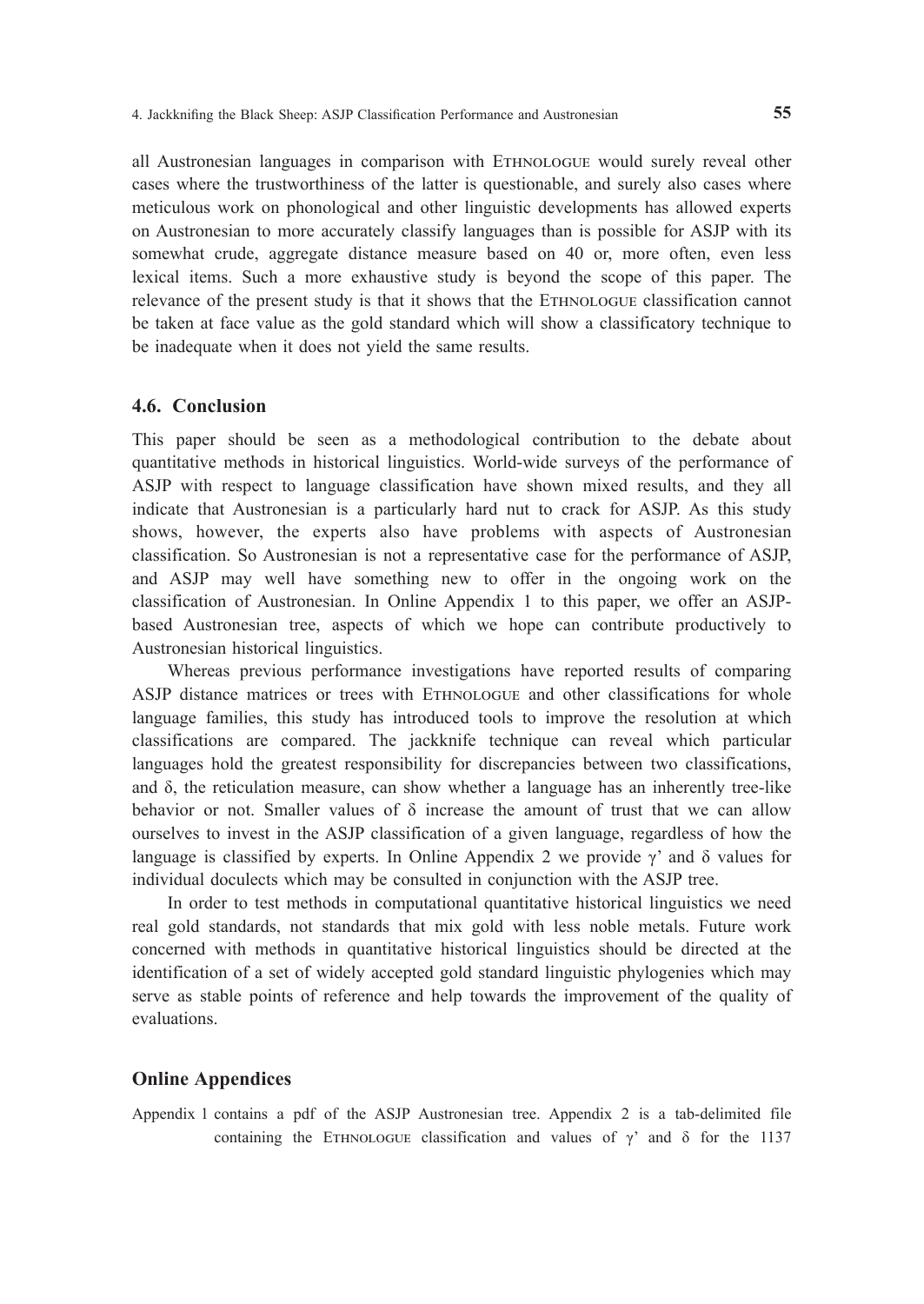all Austronesian languages in comparison with Ethnologue would surely reveal other cases where the trustworthiness of the latter is questionable, and surely also cases where meticulous work on phonological and other linguistic developments has allowed experts on Austronesian to more accurately classify languages than is possible for ASJP with its somewhat crude, aggregate distance measure based on 40 or, more often, even less lexical items. Such a more exhaustive study is beyond the scope of this paper. The relevance of the present study is that it shows that the Ethnologue classification cannot be taken at face value as the gold standard which will show a classificatory technique to be inadequate when it does not yield the same results.

## 4.6. Conclusion

This paper should be seen as a methodological contribution to the debate about quantitative methods in historical linguistics. World-wide surveys of the performance of ASJP with respect to language classification have shown mixed results, and they all indicate that Austronesian is a particularly hard nut to crack for ASJP. As this study shows, however, the experts also have problems with aspects of Austronesian classification. So Austronesian is not a representative case for the performance of ASJP, and ASJP may well have something new to offer in the ongoing work on the classification of Austronesian. In Online Appendix 1 to this paper, we offer an ASJP-based Austronesian tree, aspects of which we hope can contribute productively to Austronesian historical linguistics.

Whereas previous performance investigations have reported results of comparing ASJP distance matrices or trees with Ethnologue and other classifications for whole language families, this study has introduced tools to improve the resolution at which classifications are compared. The jackknife technique can reveal which particular languages hold the greatest responsibility for discrepancies between two classifications, and $\delta$, the reticulation measure, can show whether a language has an inherently tree-like behavior or not. Smaller values of $\delta$ increase the amount of trust that we can allow ourselves to invest in the ASJP classification of a given language, regardless of how the language is classified by experts. In Online Appendix 2 we provide $\gamma'$ and $\delta$ values for individual doculects which may be consulted in conjunction with the ASJP tree.

In order to test methods in computational quantitative historical linguistics we need real gold standards, not standards that mix gold with less noble metals. Future work concerned with methods in quantitative historical linguistics should be directed at the identification of a set of widely accepted gold standard linguistic phylogenies which may serve as stable points of reference and help towards the improvement of the quality of evaluations.

## Online Appendices

Appendix 1 contains a pdf of the ASJP Austronesian tree. Appendix 2 is a tab-delimited file containing the Ethnologue classification and values of $\gamma'$ and $\delta$ for the 1137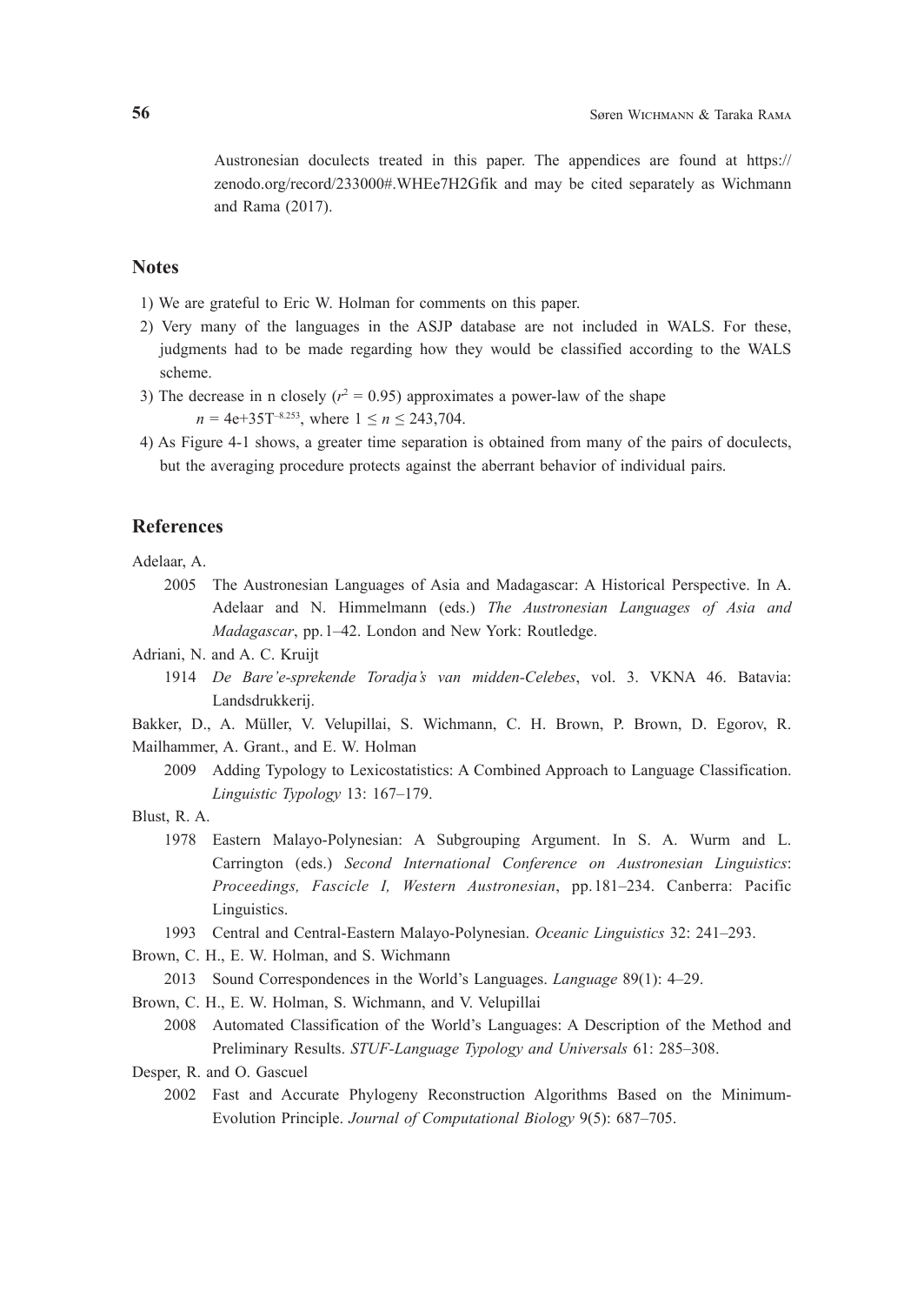Austronesian doculects treated in this paper. The appendices are found at https://zenodo.org/record/233000#.WHEe7H2Gfik and may be cited separately as Wichmann and Rama (2017).

## Notes

1) We are grateful to Eric W. Holman for comments on this paper.

2) Very many of the languages in the ASJP database are not included in WALS. For these, judgments had to be made regarding how they would be classified according to the WALS scheme.

3) The decrease in n closely ($r^2 = 0.95$) approximates a power-law of the shape
$n = 4e{+}35T^{-8.253}$, where $1 \leq n \leq 243{,}704$.

4) As Figure 4-1 shows, a greater time separation is obtained from many of the pairs of doculects, but the averaging procedure protects against the aberrant behavior of individual pairs.

## References

Adelaar, A.

2005 The Austronesian Languages of Asia and Madagascar: A Historical Perspective. In A. Adelaar and N. Himmelmann (eds.) *The Austronesian Languages of Asia and Madagascar*, pp. 1–42. London and New York: Routledge.

Adriani, N. and A. C. Kruijt

1914 *De Bare'e-sprekende Toradja's van midden-Celebes*, vol. 3. VKNA 46. Batavia: Landsdrukkerij.

Bakker, D., A. Müller, V. Velupillai, S. Wichmann, C. H. Brown, P. Brown, D. Egorov, R. Mailhammer, A. Grant., and E. W. Holman

2009 Adding Typology to Lexicostatistics: A Combined Approach to Language Classification. *Linguistic Typology* 13: 167–179.

Blust, R. A.

1978 Eastern Malayo-Polynesian: A Subgrouping Argument. In S. A. Wurm and L. Carrington (eds.) *Second International Conference on Austronesian Linguistics*: *Proceedings, Fascicle I, Western Austronesian*, pp. 181–234. Canberra: Pacific Linguistics.

1993 Central and Central-Eastern Malayo-Polynesian. *Oceanic Linguistics* 32: 241–293.

Brown, C. H., E. W. Holman, and S. Wichmann

2013 Sound Correspondences in the World's Languages. *Language* 89(1): 4–29.

Brown, C. H., E. W. Holman, S. Wichmann, and V. Velupillai

2008 Automated Classification of the World's Languages: A Description of the Method and Preliminary Results. *STUF-Language Typology and Universals* 61: 285–308.

Desper, R. and O. Gascuel

2002 Fast and Accurate Phylogeny Reconstruction Algorithms Based on the Minimum-Evolution Principle. *Journal of Computational Biology* 9(5): 687–705.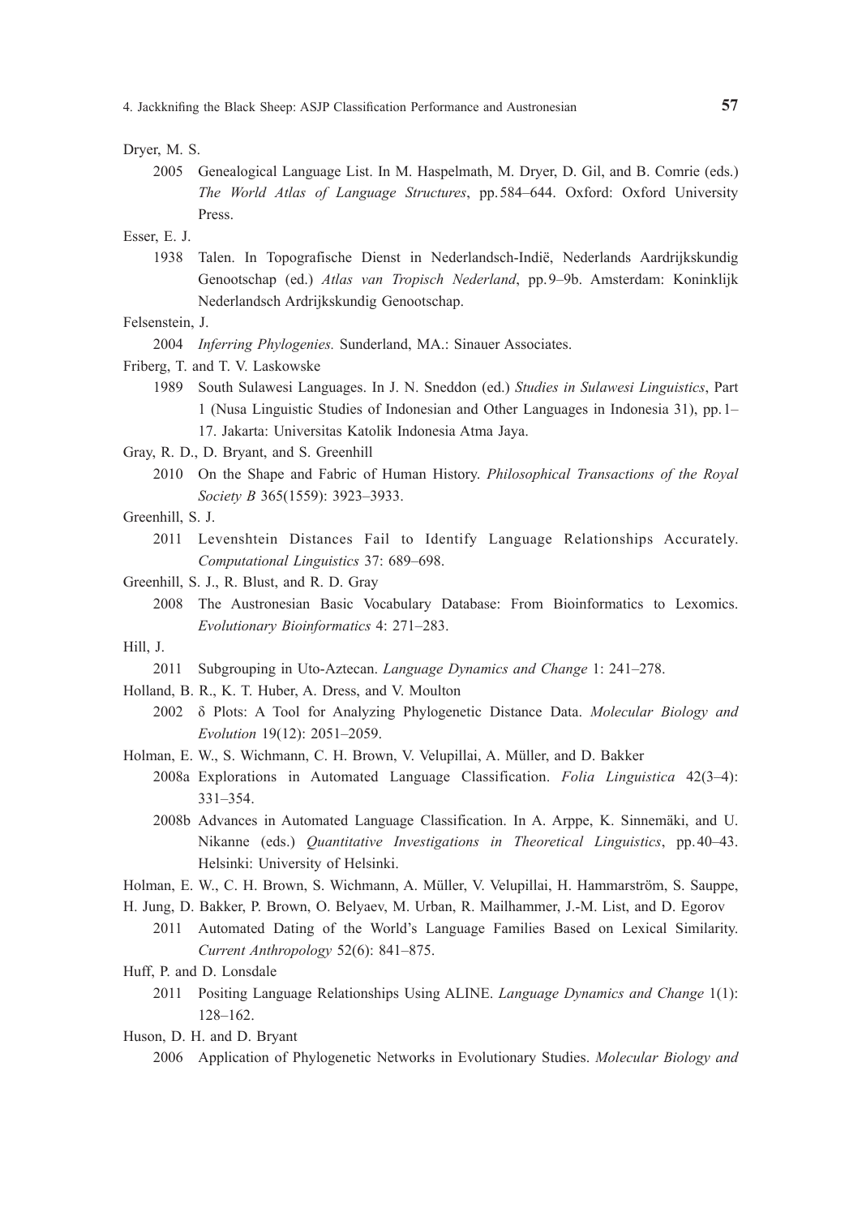Dryer, M. S.

2005 Genealogical Language List. In M. Haspelmath, M. Dryer, D. Gil, and B. Comrie (eds.) *The World Atlas of Language Structures*, pp. 584–644. Oxford: Oxford University Press.

Esser, E. J.

1938 Talen. In Topografische Dienst in Nederlandsch-Indië, Nederlands Aardrijkskundig Genootschap (ed.) *Atlas van Tropisch Nederland*, pp. 9–9b. Amsterdam: Koninklijk Nederlandsch Ardrijkskundig Genootschap.

Felsenstein, J.

2004 *Inferring Phylogenies.* Sunderland, MA.: Sinauer Associates.

Friberg, T. and T. V. Laskowske

1989 South Sulawesi Languages. In J. N. Sneddon (ed.) *Studies in Sulawesi Linguistics*, Part 1 (Nusa Linguistic Studies of Indonesian and Other Languages in Indonesia 31), pp. 1–17. Jakarta: Universitas Katolik Indonesia Atma Jaya.

Gray, R. D., D. Bryant, and S. Greenhill

2010 On the Shape and Fabric of Human History. *Philosophical Transactions of the Royal Society B* 365(1559): 3923–3933.

Greenhill, S. J.

2011 Levenshtein Distances Fail to Identify Language Relationships Accurately. *Computational Linguistics* 37: 689–698.

Greenhill, S. J., R. Blust, and R. D. Gray

2008 The Austronesian Basic Vocabulary Database: From Bioinformatics to Lexomics. *Evolutionary Bioinformatics* 4: 271–283.

Hill, J.

2011 Subgrouping in Uto-Aztecan. *Language Dynamics and Change* 1: 241–278.

Holland, B. R., K. T. Huber, A. Dress, and V. Moulton

2002 δ Plots: A Tool for Analyzing Phylogenetic Distance Data. *Molecular Biology and Evolution* 19(12): 2051–2059.

Holman, E. W., S. Wichmann, C. H. Brown, V. Velupillai, A. Müller, and D. Bakker

2008a Explorations in Automated Language Classification. *Folia Linguistica* 42(3–4): 331–354.

2008b Advances in Automated Language Classification. In A. Arppe, K. Sinnemäki, and U. Nikanne (eds.) *Quantitative Investigations in Theoretical Linguistics*, pp. 40–43. Helsinki: University of Helsinki.

Holman, E. W., C. H. Brown, S. Wichmann, A. Müller, V. Velupillai, H. Hammarström, S. Sauppe, H. Jung, D. Bakker, P. Brown, O. Belyaev, M. Urban, R. Mailhammer, J.-M. List, and D. Egorov

2011 Automated Dating of the World's Language Families Based on Lexical Similarity. *Current Anthropology* 52(6): 841–875.

Huff, P. and D. Lonsdale

2011 Positing Language Relationships Using ALINE. *Language Dynamics and Change* 1(1): 128–162.

Huson, D. H. and D. Bryant

2006 Application of Phylogenetic Networks in Evolutionary Studies. *Molecular Biology and*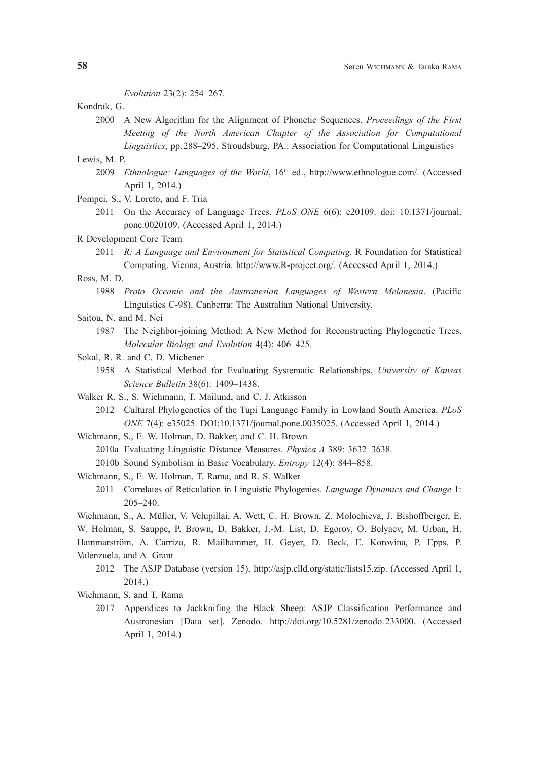*Evolution* 23(2): 254–267.

Kondrak, G.

2000 A New Algorithm for the Alignment of Phonetic Sequences. *Proceedings of the First Meeting of the North American Chapter of the Association for Computational Linguistics*, pp. 288–295. Stroudsburg, PA.: Association for Computational Linguistics

Lewis, M. P.

2009 *Ethnologue: Languages of the World*, 16th ed., http://www.ethnologue.com/. (Accessed April 1, 2014.)

Pompei, S., V. Loreto, and F. Tria

2011 On the Accuracy of Language Trees. *PLoS ONE* 6(6): e20109. doi: 10.1371/journal.pone.0020109. (Accessed April 1, 2014.)

R Development Core Team

2011 *R: A Language and Environment for Statistical Computing*. R Foundation for Statistical Computing. Vienna, Austria. http://www.R-project.org/. (Accessed April 1, 2014.)

Ross, M. D.

1988 *Proto Oceanic and the Austronesian Languages of Western Melanesia*. (Pacific Linguistics C-98). Canberra: The Australian National University.

Saitou, N. and M. Nei

1987 The Neighbor-joining Method: A New Method for Reconstructing Phylogenetic Trees. *Molecular Biology and Evolution* 4(4): 406–425.

Sokal, R. R. and C. D. Michener

1958 A Statistical Method for Evaluating Systematic Relationships. *University of Kansas Science Bulletin* 38(6): 1409–1438.

Walker R. S., S. Wichmann, T. Mailund, and C. J. Atkisson

2012 Cultural Phylogenetics of the Tupi Language Family in Lowland South America. *PLoS ONE* 7(4): e35025. DOI:10.1371/journal.pone.0035025. (Accessed April 1, 2014.)

Wichmann, S., E. W. Holman, D. Bakker, and C. H. Brown

2010a Evaluating Linguistic Distance Measures. *Physica A* 389: 3632–3638.

2010b Sound Symbolism in Basic Vocabulary. *Entropy* 12(4): 844–858.

Wichmann, S., E. W. Holman, T. Rama, and R. S. Walker

2011 Correlates of Reticulation in Linguistic Phylogenies. *Language Dynamics and Change* 1: 205–240.

Wichmann, S., A. Müller, V. Velupillai, A. Wett, C. H. Brown, Z. Molochieva, J. Bishoffberger, E. W. Holman, S. Sauppe, P. Brown, D. Bakker, J.-M. List, D. Egorov, O. Belyaev, M. Urban, H. Hammarström, A. Carrizo, R. Mailhammer, H. Geyer, D. Beck, E. Korovina, P. Epps, P. Valenzuela, and A. Grant

2012 The ASJP Database (version 15). http://asjp.clld.org/static/lists15.zip. (Accessed April 1, 2014.)

Wichmann, S. and T. Rama

2017 Appendices to Jackknifing the Black Sheep: ASJP Classification Performance and Austronesian [Data set]. Zenodo. http://doi.org/10.5281/zenodo.233000. (Accessed April 1, 2014.)